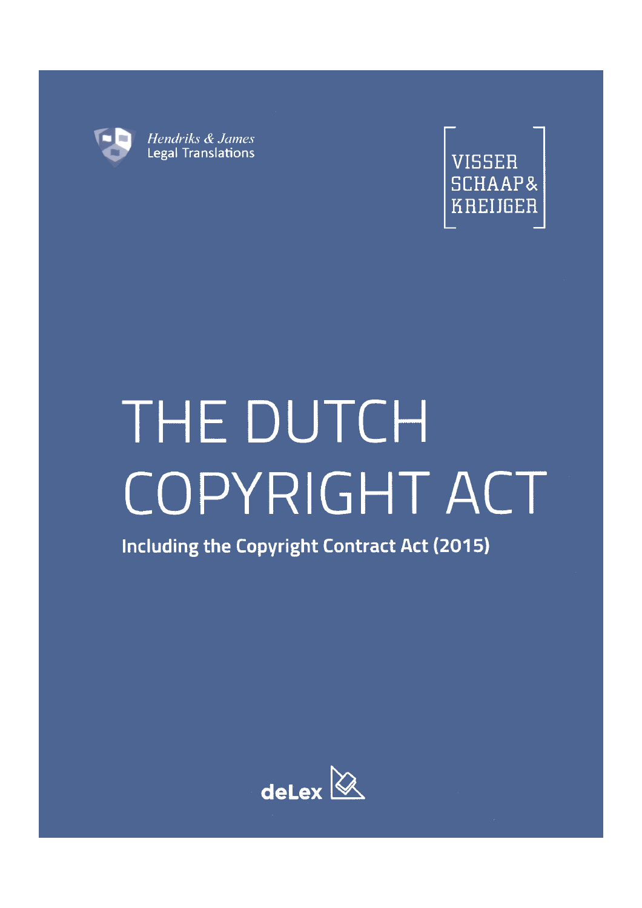Hendriks & James
Legal Translations

VISSER
SCHAAP&
KREIJGER

# THE DUTCH COPYRIGHT ACT

**Including the Copyright Contract Act (2015)**

deLex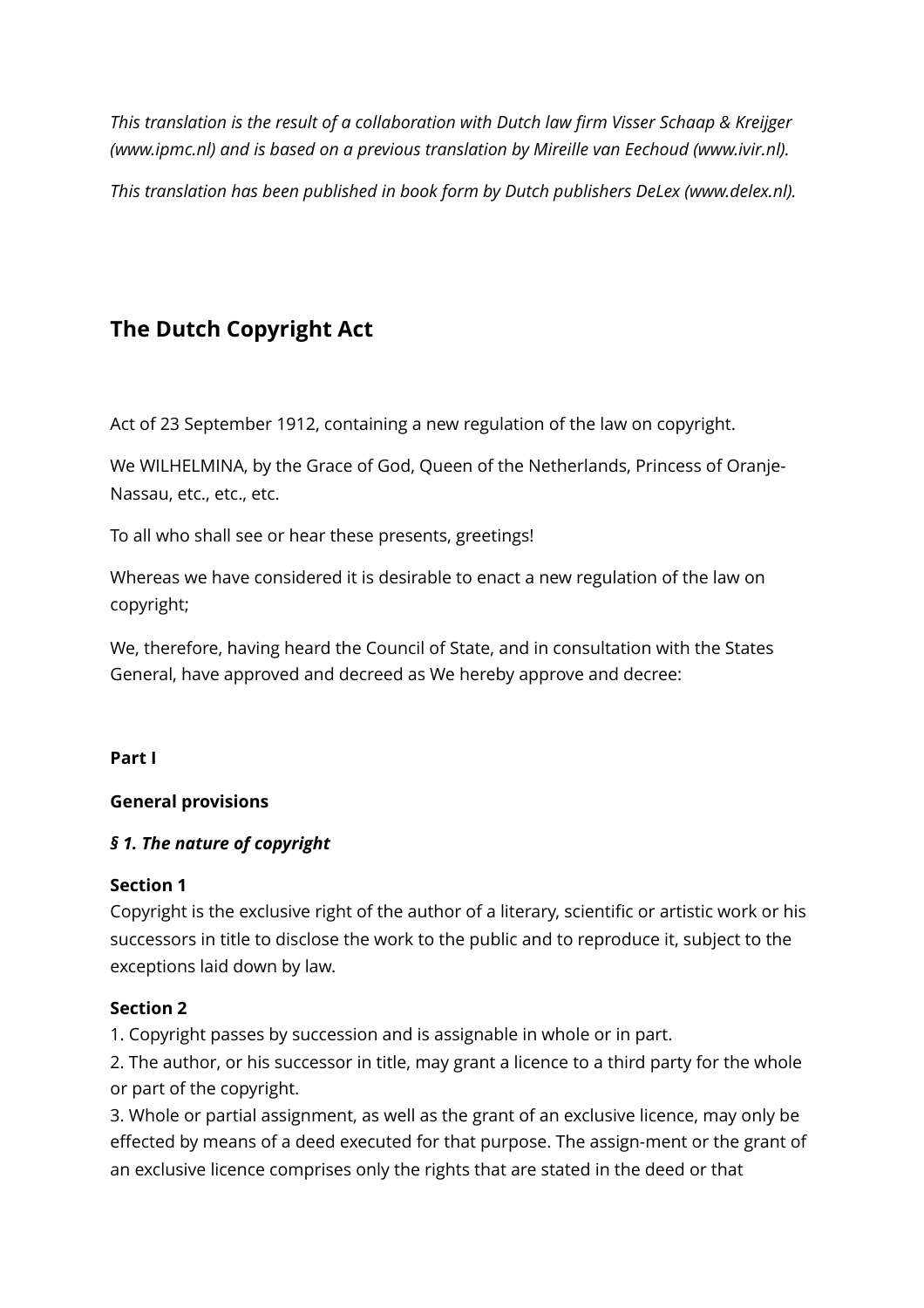*This translation is the result of a collaboration with Dutch law firm Visser Schaap & Kreijger (www.ipmc.nl) and is based on a previous translation by Mireille van Eechoud (www.ivir.nl).*

*This translation has been published in book form by Dutch publishers DeLex (www.delex.nl).*

# The Dutch Copyright Act

Act of 23 September 1912, containing a new regulation of the law on copyright.

We WILHELMINA, by the Grace of God, Queen of the Netherlands, Princess of Oranje-Nassau, etc., etc., etc.

To all who shall see or hear these presents, greetings!

Whereas we have considered it is desirable to enact a new regulation of the law on copyright;

We, therefore, having heard the Council of State, and in consultation with the States General, have approved and decreed as We hereby approve and decree:

**Part I**

**General provisions**

***§ 1. The nature of copyright***

**Section 1**
Copyright is the exclusive right of the author of a literary, scientific or artistic work or his successors in title to disclose the work to the public and to reproduce it, subject to the exceptions laid down by law.

**Section 2**
1. Copyright passes by succession and is assignable in whole or in part.
2. The author, or his successor in title, may grant a licence to a third party for the whole or part of the copyright.
3. Whole or partial assignment, as well as the grant of an exclusive licence, may only be effected by means of a deed executed for that purpose. The assign-ment or the grant of an exclusive licence comprises only the rights that are stated in the deed or that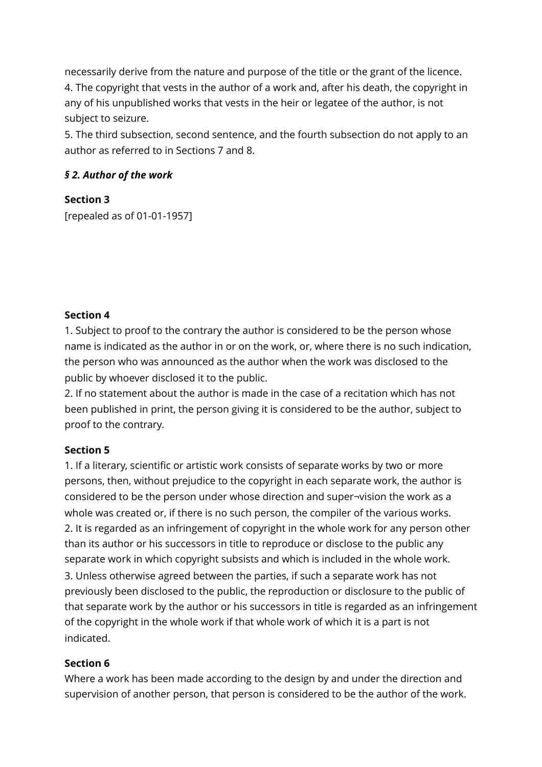necessarily derive from the nature and purpose of the title or the grant of the licence.
4. The copyright that vests in the author of a work and, after his death, the copyright in any of his unpublished works that vests in the heir or legatee of the author, is not subject to seizure.
5. The third subsection, second sentence, and the fourth subsection do not apply to an author as referred to in Sections 7 and 8.

***§ 2. Author of the work***

**Section 3**
[repealed as of 01-01-1957]

**Section 4**
1. Subject to proof to the contrary the author is considered to be the person whose name is indicated as the author in or on the work, or, where there is no such indication, the person who was announced as the author when the work was disclosed to the public by whoever disclosed it to the public.
2. If no statement about the author is made in the case of a recitation which has not been published in print, the person giving it is considered to be the author, subject to proof to the contrary.

**Section 5**
1. If a literary, scientific or artistic work consists of separate works by two or more persons, then, without prejudice to the copyright in each separate work, the author is considered to be the person under whose direction and super¬vision the work as a whole was created or, if there is no such person, the compiler of the various works.
2. It is regarded as an infringement of copyright in the whole work for any person other than its author or his successors in title to reproduce or disclose to the public any separate work in which copyright subsists and which is included in the whole work.
3. Unless otherwise agreed between the parties, if such a separate work has not previously been disclosed to the public, the reproduction or disclosure to the public of that separate work by the author or his successors in title is regarded as an infringement of the copyright in the whole work if that whole work of which it is a part is not indicated.

**Section 6**
Where a work has been made according to the design by and under the direction and supervision of another person, that person is considered to be the author of the work.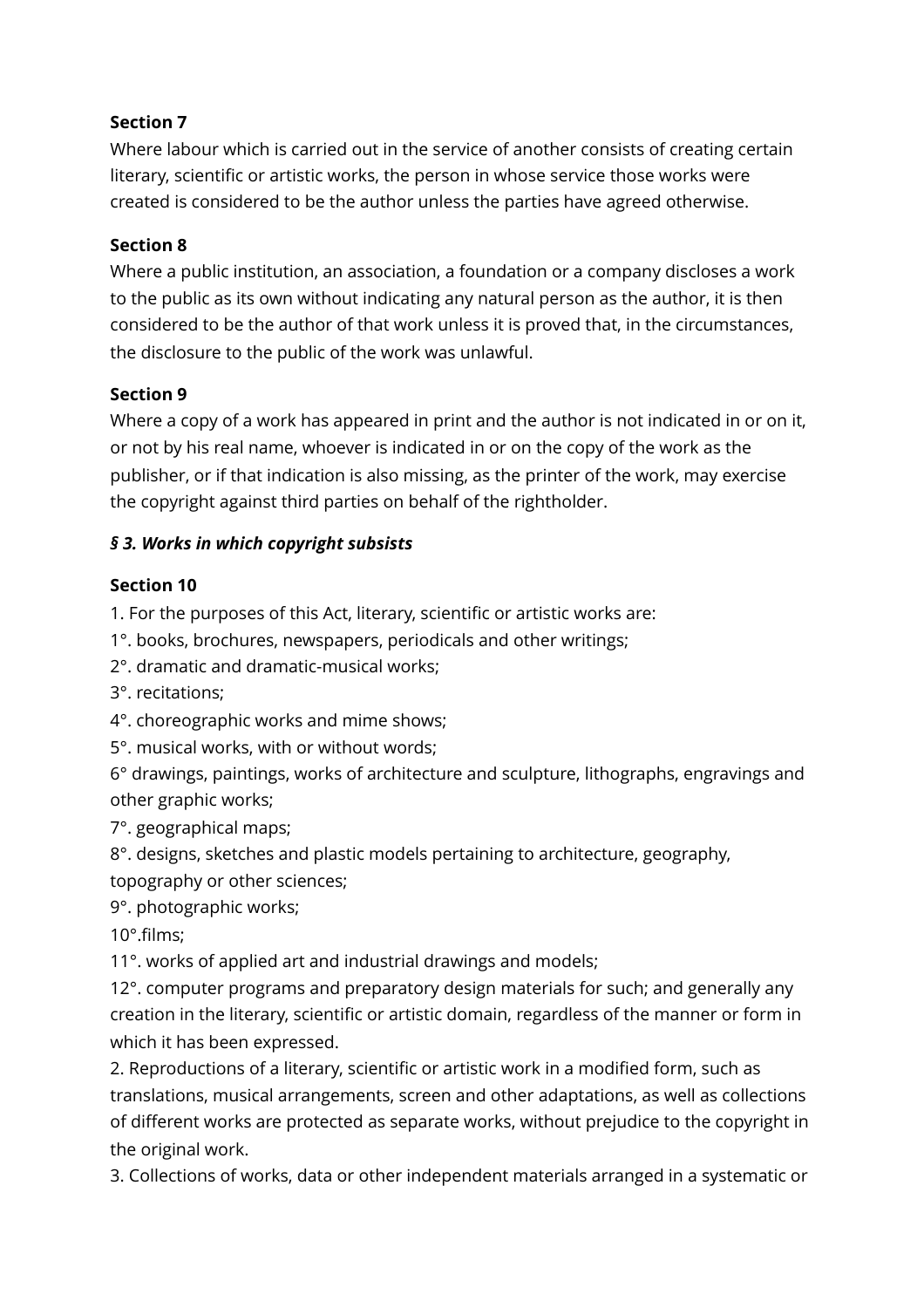**Section 7**

Where labour which is carried out in the service of another consists of creating certain literary, scientific or artistic works, the person in whose service those works were created is considered to be the author unless the parties have agreed otherwise.

**Section 8**

Where a public institution, an association, a foundation or a company discloses a work to the public as its own without indicating any natural person as the author, it is then considered to be the author of that work unless it is proved that, in the circumstances, the disclosure to the public of the work was unlawful.

**Section 9**

Where a copy of a work has appeared in print and the author is not indicated in or on it, or not by his real name, whoever is indicated in or on the copy of the work as the publisher, or if that indication is also missing, as the printer of the work, may exercise the copyright against third parties on behalf of the rightholder.

***§ 3. Works in which copyright subsists***

**Section 10**

1. For the purposes of this Act, literary, scientific or artistic works are:
1°. books, brochures, newspapers, periodicals and other writings;
2°. dramatic and dramatic-musical works;
3°. recitations;
4°. choreographic works and mime shows;
5°. musical works, with or without words;
6° drawings, paintings, works of architecture and sculpture, lithographs, engravings and other graphic works;
7°. geographical maps;
8°. designs, sketches and plastic models pertaining to architecture, geography, topography or other sciences;
9°. photographic works;
10°.films;
11°. works of applied art and industrial drawings and models;
12°. computer programs and preparatory design materials for such; and generally any creation in the literary, scientific or artistic domain, regardless of the manner or form in which it has been expressed.

2. Reproductions of a literary, scientific or artistic work in a modified form, such as translations, musical arrangements, screen and other adaptations, as well as collections of different works are protected as separate works, without prejudice to the copyright in the original work.

3. Collections of works, data or other independent materials arranged in a systematic or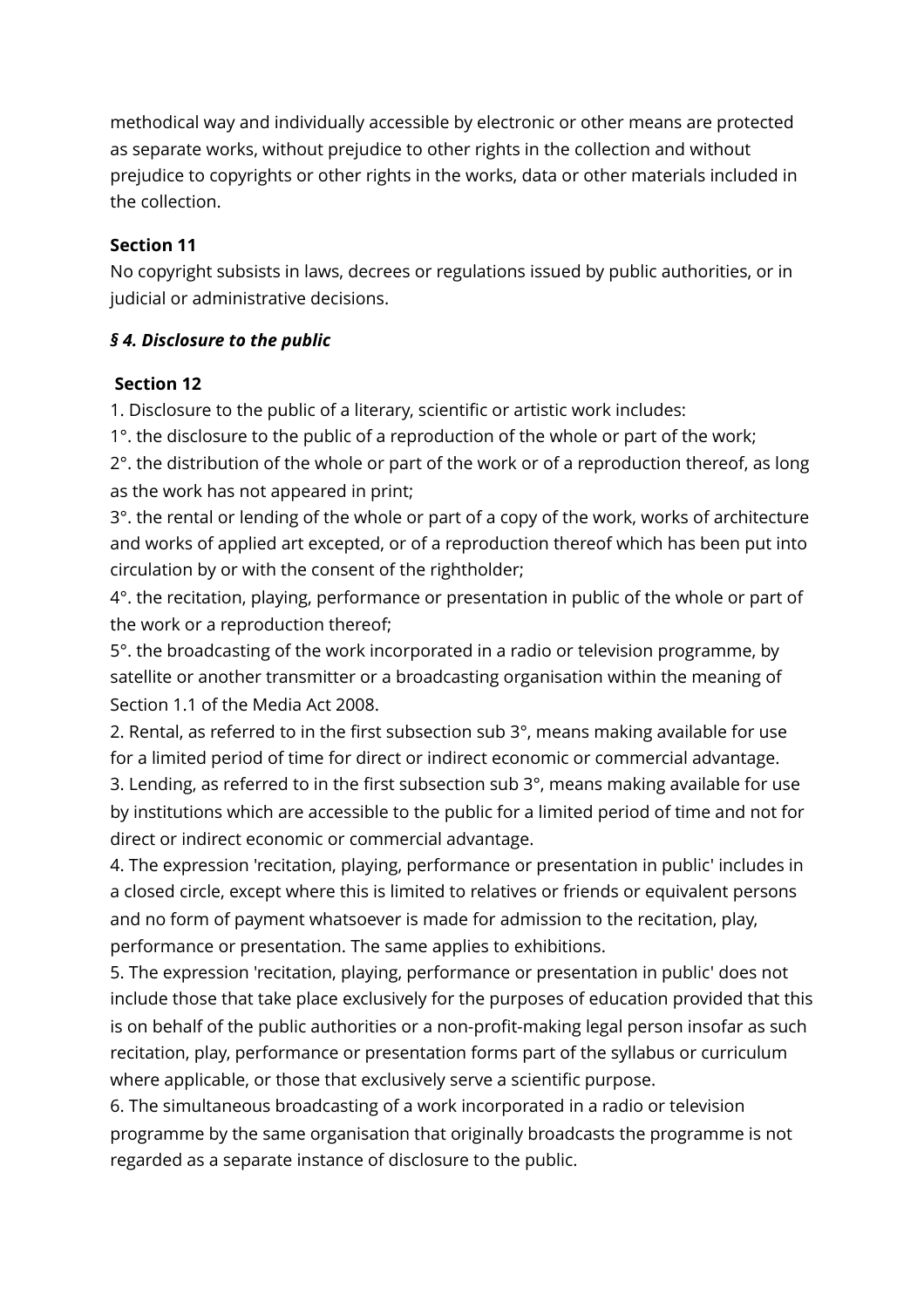methodical way and individually accessible by electronic or other means are protected as separate works, without prejudice to other rights in the collection and without prejudice to copyrights or other rights in the works, data or other materials included in the collection.

**Section 11**

No copyright subsists in laws, decrees or regulations issued by public authorities, or in judicial or administrative decisions.

***§ 4. Disclosure to the public***

**Section 12**

1. Disclosure to the public of a literary, scientific or artistic work includes:

1°. the disclosure to the public of a reproduction of the whole or part of the work;

2°. the distribution of the whole or part of the work or of a reproduction thereof, as long as the work has not appeared in print;

3°. the rental or lending of the whole or part of a copy of the work, works of architecture and works of applied art excepted, or of a reproduction thereof which has been put into circulation by or with the consent of the rightholder;

4°. the recitation, playing, performance or presentation in public of the whole or part of the work or a reproduction thereof;

5°. the broadcasting of the work incorporated in a radio or television programme, by satellite or another transmitter or a broadcasting organisation within the meaning of Section 1.1 of the Media Act 2008.

2. Rental, as referred to in the first subsection sub 3°, means making available for use for a limited period of time for direct or indirect economic or commercial advantage.

3. Lending, as referred to in the first subsection sub 3°, means making available for use by institutions which are accessible to the public for a limited period of time and not for direct or indirect economic or commercial advantage.

4. The expression 'recitation, playing, performance or presentation in public' includes in a closed circle, except where this is limited to relatives or friends or equivalent persons and no form of payment whatsoever is made for admission to the recitation, play, performance or presentation. The same applies to exhibitions.

5. The expression 'recitation, playing, performance or presentation in public' does not include those that take place exclusively for the purposes of education provided that this is on behalf of the public authorities or a non-profit-making legal person insofar as such recitation, play, performance or presentation forms part of the syllabus or curriculum where applicable, or those that exclusively serve a scientific purpose.

6. The simultaneous broadcasting of a work incorporated in a radio or television programme by the same organisation that originally broadcasts the programme is not regarded as a separate instance of disclosure to the public.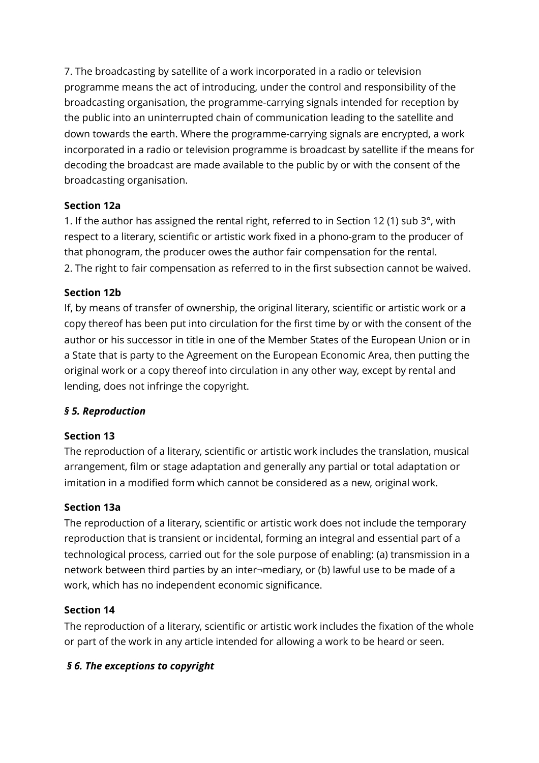7. The broadcasting by satellite of a work incorporated in a radio or television programme means the act of introducing, under the control and responsibility of the broadcasting organisation, the programme-carrying signals intended for reception by the public into an uninterrupted chain of communication leading to the satellite and down towards the earth. Where the programme-carrying signals are encrypted, a work incorporated in a radio or television programme is broadcast by satellite if the means for decoding the broadcast are made available to the public by or with the consent of the broadcasting organisation.

**Section 12a**

1. If the author has assigned the rental right, referred to in Section 12 (1) sub 3°, with respect to a literary, scientific or artistic work fixed in a phono-gram to the producer of that phonogram, the producer owes the author fair compensation for the rental.
2. The right to fair compensation as referred to in the first subsection cannot be waived.

**Section 12b**

If, by means of transfer of ownership, the original literary, scientific or artistic work or a copy thereof has been put into circulation for the first time by or with the consent of the author or his successor in title in one of the Member States of the European Union or in a State that is party to the Agreement on the European Economic Area, then putting the original work or a copy thereof into circulation in any other way, except by rental and lending, does not infringe the copyright.

***§ 5. Reproduction***

**Section 13**

The reproduction of a literary, scientific or artistic work includes the translation, musical arrangement, film or stage adaptation and generally any partial or total adaptation or imitation in a modified form which cannot be considered as a new, original work.

**Section 13a**

The reproduction of a literary, scientific or artistic work does not include the temporary reproduction that is transient or incidental, forming an integral and essential part of a technological process, carried out for the sole purpose of enabling: (a) transmission in a network between third parties by an inter¬mediary, or (b) lawful use to be made of a work, which has no independent economic significance.

**Section 14**

The reproduction of a literary, scientific or artistic work includes the fixation of the whole or part of the work in any article intended for allowing a work to be heard or seen.

***§ 6. The exceptions to copyright***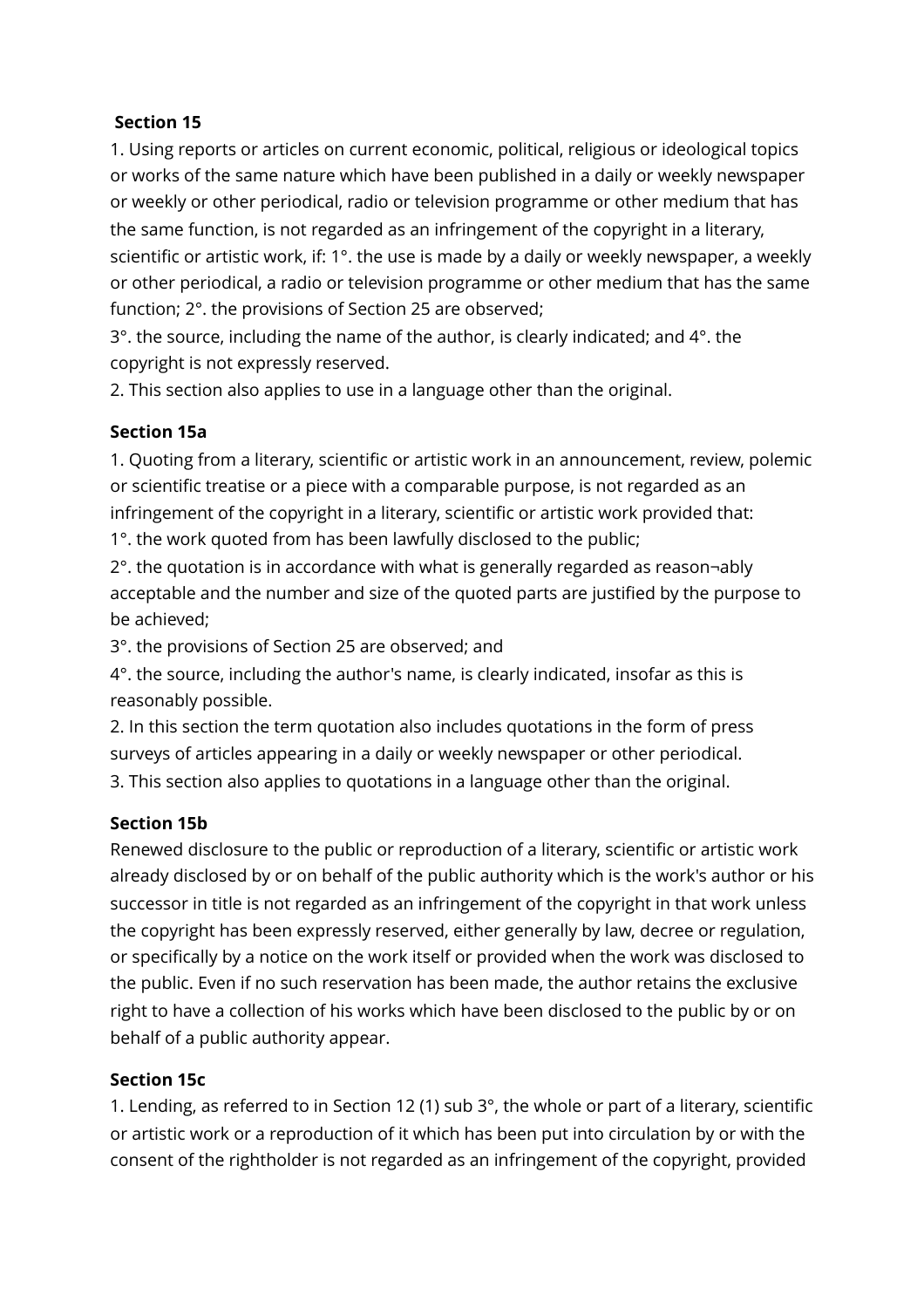**Section 15**

1. Using reports or articles on current economic, political, religious or ideological topics or works of the same nature which have been published in a daily or weekly newspaper or weekly or other periodical, radio or television programme or other medium that has the same function, is not regarded as an infringement of the copyright in a literary, scientific or artistic work, if: 1°. the use is made by a daily or weekly newspaper, a weekly or other periodical, a radio or television programme or other medium that has the same function; 2°. the provisions of Section 25 are observed;

3°. the source, including the name of the author, is clearly indicated; and 4°. the copyright is not expressly reserved.

2. This section also applies to use in a language other than the original.

**Section 15a**

1. Quoting from a literary, scientific or artistic work in an announcement, review, polemic or scientific treatise or a piece with a comparable purpose, is not regarded as an infringement of the copyright in a literary, scientific or artistic work provided that:

1°. the work quoted from has been lawfully disclosed to the public;

2°. the quotation is in accordance with what is generally regarded as reason¬ably acceptable and the number and size of the quoted parts are justified by the purpose to be achieved;

3°. the provisions of Section 25 are observed; and

4°. the source, including the author's name, is clearly indicated, insofar as this is reasonably possible.

2. In this section the term quotation also includes quotations in the form of press surveys of articles appearing in a daily or weekly newspaper or other periodical.

3. This section also applies to quotations in a language other than the original.

**Section 15b**

Renewed disclosure to the public or reproduction of a literary, scientific or artistic work already disclosed by or on behalf of the public authority which is the work's author or his successor in title is not regarded as an infringement of the copyright in that work unless the copyright has been expressly reserved, either generally by law, decree or regulation, or specifically by a notice on the work itself or provided when the work was disclosed to the public. Even if no such reservation has been made, the author retains the exclusive right to have a collection of his works which have been disclosed to the public by or on behalf of a public authority appear.

**Section 15c**

1. Lending, as referred to in Section 12 (1) sub 3°, the whole or part of a literary, scientific or artistic work or a reproduction of it which has been put into circulation by or with the consent of the rightholder is not regarded as an infringement of the copyright, provided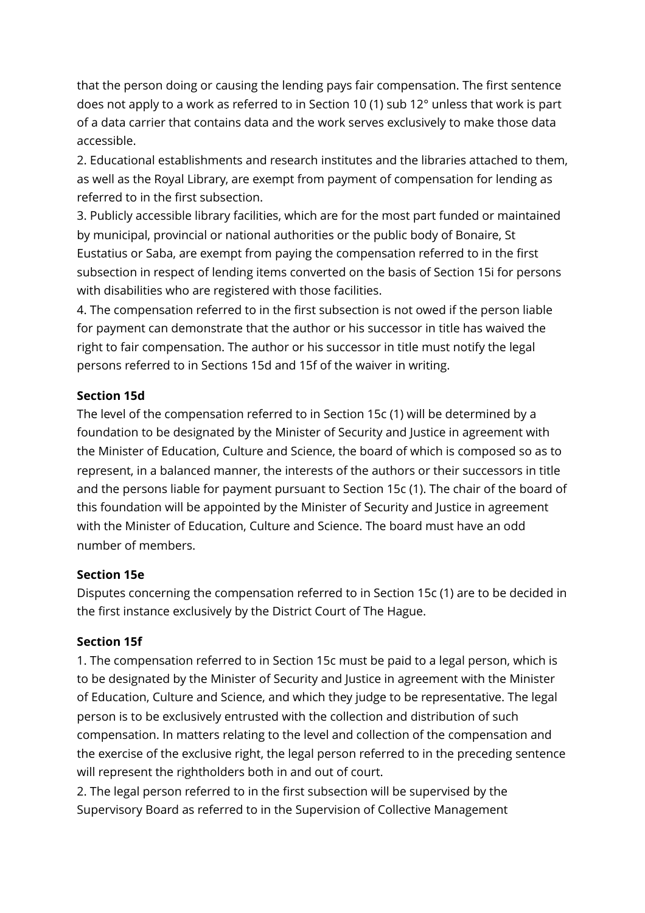that the person doing or causing the lending pays fair compensation. The first sentence does not apply to a work as referred to in Section 10 (1) sub 12° unless that work is part of a data carrier that contains data and the work serves exclusively to make those data accessible.

2. Educational establishments and research institutes and the libraries attached to them, as well as the Royal Library, are exempt from payment of compensation for lending as referred to in the first subsection.

3. Publicly accessible library facilities, which are for the most part funded or maintained by municipal, provincial or national authorities or the public body of Bonaire, St Eustatius or Saba, are exempt from paying the compensation referred to in the first subsection in respect of lending items converted on the basis of Section 15i for persons with disabilities who are registered with those facilities.

4. The compensation referred to in the first subsection is not owed if the person liable for payment can demonstrate that the author or his successor in title has waived the right to fair compensation. The author or his successor in title must notify the legal persons referred to in Sections 15d and 15f of the waiver in writing.

**Section 15d**

The level of the compensation referred to in Section 15c (1) will be determined by a foundation to be designated by the Minister of Security and Justice in agreement with the Minister of Education, Culture and Science, the board of which is composed so as to represent, in a balanced manner, the interests of the authors or their successors in title and the persons liable for payment pursuant to Section 15c (1). The chair of the board of this foundation will be appointed by the Minister of Security and Justice in agreement with the Minister of Education, Culture and Science. The board must have an odd number of members.

**Section 15e**

Disputes concerning the compensation referred to in Section 15c (1) are to be decided in the first instance exclusively by the District Court of The Hague.

**Section 15f**

1. The compensation referred to in Section 15c must be paid to a legal person, which is to be designated by the Minister of Security and Justice in agreement with the Minister of Education, Culture and Science, and which they judge to be representative. The legal person is to be exclusively entrusted with the collection and distribution of such compensation. In matters relating to the level and collection of the compensation and the exercise of the exclusive right, the legal person referred to in the preceding sentence will represent the rightholders both in and out of court.

2. The legal person referred to in the first subsection will be supervised by the Supervisory Board as referred to in the Supervision of Collective Management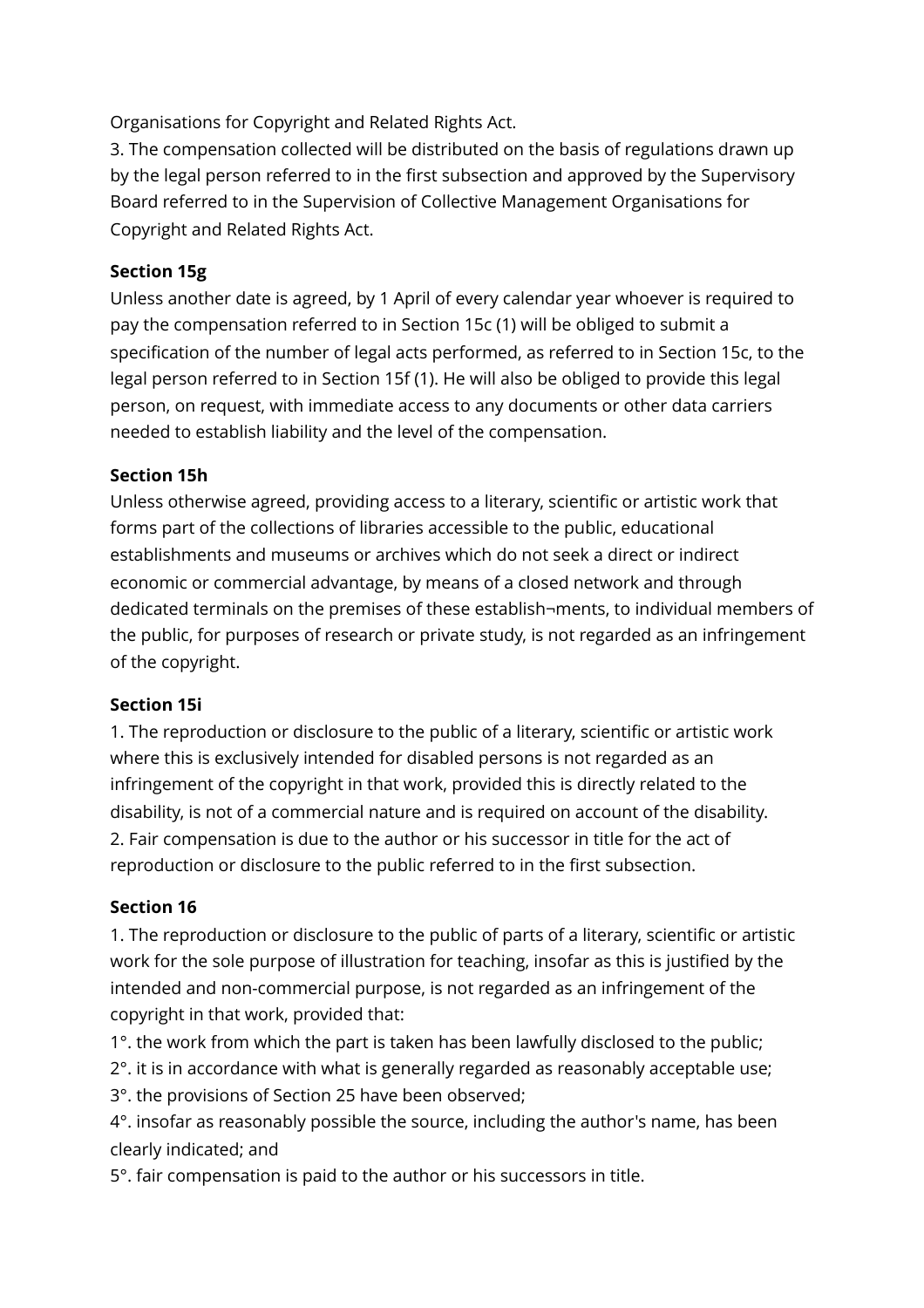Organisations for Copyright and Related Rights Act.

3. The compensation collected will be distributed on the basis of regulations drawn up by the legal person referred to in the first subsection and approved by the Supervisory Board referred to in the Supervision of Collective Management Organisations for Copyright and Related Rights Act.

**Section 15g**

Unless another date is agreed, by 1 April of every calendar year whoever is required to pay the compensation referred to in Section 15c (1) will be obliged to submit a specification of the number of legal acts performed, as referred to in Section 15c, to the legal person referred to in Section 15f (1). He will also be obliged to provide this legal person, on request, with immediate access to any documents or other data carriers needed to establish liability and the level of the compensation.

**Section 15h**

Unless otherwise agreed, providing access to a literary, scientific or artistic work that forms part of the collections of libraries accessible to the public, educational establishments and museums or archives which do not seek a direct or indirect economic or commercial advantage, by means of a closed network and through dedicated terminals on the premises of these establish¬ments, to individual members of the public, for purposes of research or private study, is not regarded as an infringement of the copyright.

**Section 15i**

1. The reproduction or disclosure to the public of a literary, scientific or artistic work where this is exclusively intended for disabled persons is not regarded as an infringement of the copyright in that work, provided this is directly related to the disability, is not of a commercial nature and is required on account of the disability.
2. Fair compensation is due to the author or his successor in title for the act of reproduction or disclosure to the public referred to in the first subsection.

**Section 16**

1. The reproduction or disclosure to the public of parts of a literary, scientific or artistic work for the sole purpose of illustration for teaching, insofar as this is justified by the intended and non-commercial purpose, is not regarded as an infringement of the copyright in that work, provided that:

1°. the work from which the part is taken has been lawfully disclosed to the public;
2°. it is in accordance with what is generally regarded as reasonably acceptable use;
3°. the provisions of Section 25 have been observed;
4°. insofar as reasonably possible the source, including the author's name, has been clearly indicated; and
5°. fair compensation is paid to the author or his successors in title.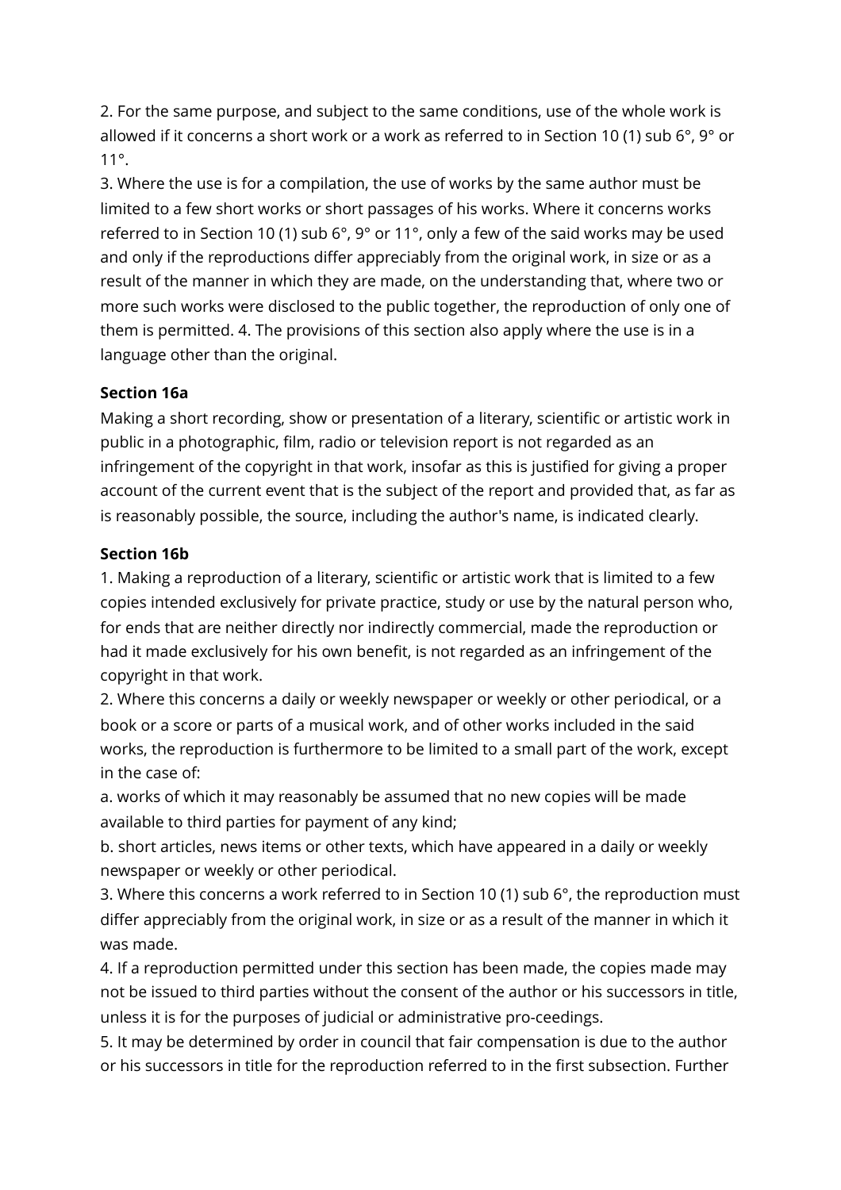2. For the same purpose, and subject to the same conditions, use of the whole work is allowed if it concerns a short work or a work as referred to in Section 10 (1) sub 6°, 9° or 11°.

3. Where the use is for a compilation, the use of works by the same author must be limited to a few short works or short passages of his works. Where it concerns works referred to in Section 10 (1) sub 6°, 9° or 11°, only a few of the said works may be used and only if the reproductions differ appreciably from the original work, in size or as a result of the manner in which they are made, on the understanding that, where two or more such works were disclosed to the public together, the reproduction of only one of them is permitted. 4. The provisions of this section also apply where the use is in a language other than the original.

**Section 16a**

Making a short recording, show or presentation of a literary, scientific or artistic work in public in a photographic, film, radio or television report is not regarded as an infringement of the copyright in that work, insofar as this is justified for giving a proper account of the current event that is the subject of the report and provided that, as far as is reasonably possible, the source, including the author's name, is indicated clearly.

**Section 16b**

1. Making a reproduction of a literary, scientific or artistic work that is limited to a few copies intended exclusively for private practice, study or use by the natural person who, for ends that are neither directly nor indirectly commercial, made the reproduction or had it made exclusively for his own benefit, is not regarded as an infringement of the copyright in that work.

2. Where this concerns a daily or weekly newspaper or weekly or other periodical, or a book or a score or parts of a musical work, and of other works included in the said works, the reproduction is furthermore to be limited to a small part of the work, except in the case of:

a. works of which it may reasonably be assumed that no new copies will be made available to third parties for payment of any kind;

b. short articles, news items or other texts, which have appeared in a daily or weekly newspaper or weekly or other periodical.

3. Where this concerns a work referred to in Section 10 (1) sub 6°, the reproduction must differ appreciably from the original work, in size or as a result of the manner in which it was made.

4. If a reproduction permitted under this section has been made, the copies made may not be issued to third parties without the consent of the author or his successors in title, unless it is for the purposes of judicial or administrative pro-ceedings.

5. It may be determined by order in council that fair compensation is due to the author or his successors in title for the reproduction referred to in the first subsection. Further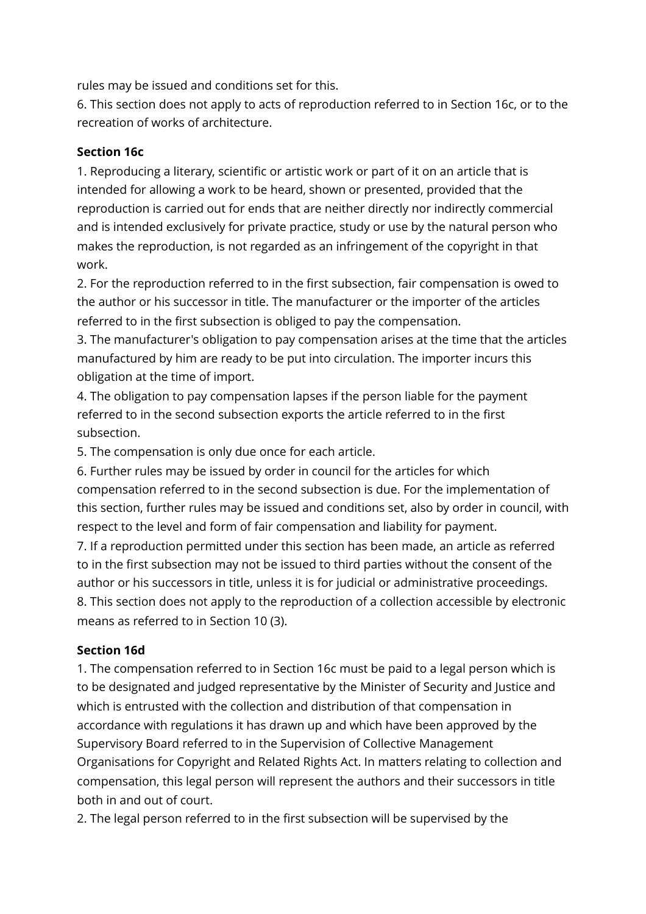rules may be issued and conditions set for this.

6. This section does not apply to acts of reproduction referred to in Section 16c, or to the recreation of works of architecture.

**Section 16c**

1. Reproducing a literary, scientific or artistic work or part of it on an article that is intended for allowing a work to be heard, shown or presented, provided that the reproduction is carried out for ends that are neither directly nor indirectly commercial and is intended exclusively for private practice, study or use by the natural person who makes the reproduction, is not regarded as an infringement of the copyright in that work.

2. For the reproduction referred to in the first subsection, fair compensation is owed to the author or his successor in title. The manufacturer or the importer of the articles referred to in the first subsection is obliged to pay the compensation.

3. The manufacturer's obligation to pay compensation arises at the time that the articles manufactured by him are ready to be put into circulation. The importer incurs this obligation at the time of import.

4. The obligation to pay compensation lapses if the person liable for the payment referred to in the second subsection exports the article referred to in the first subsection.

5. The compensation is only due once for each article.

6. Further rules may be issued by order in council for the articles for which compensation referred to in the second subsection is due. For the implementation of this section, further rules may be issued and conditions set, also by order in council, with respect to the level and form of fair compensation and liability for payment.

7. If a reproduction permitted under this section has been made, an article as referred to in the first subsection may not be issued to third parties without the consent of the author or his successors in title, unless it is for judicial or administrative proceedings.

8. This section does not apply to the reproduction of a collection accessible by electronic means as referred to in Section 10 (3).

**Section 16d**

1. The compensation referred to in Section 16c must be paid to a legal person which is to be designated and judged representative by the Minister of Security and Justice and which is entrusted with the collection and distribution of that compensation in accordance with regulations it has drawn up and which have been approved by the Supervisory Board referred to in the Supervision of Collective Management Organisations for Copyright and Related Rights Act. In matters relating to collection and compensation, this legal person will represent the authors and their successors in title both in and out of court.

2. The legal person referred to in the first subsection will be supervised by the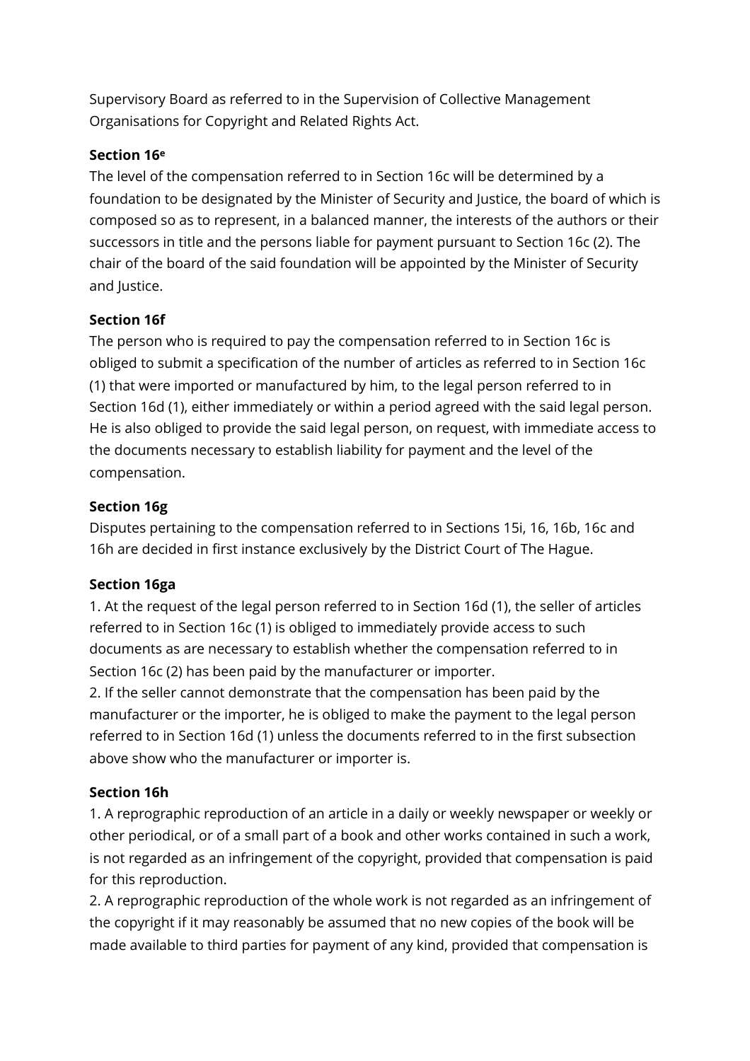Supervisory Board as referred to in the Supervision of Collective Management Organisations for Copyright and Related Rights Act.

**Section 16e**

The level of the compensation referred to in Section 16c will be determined by a foundation to be designated by the Minister of Security and Justice, the board of which is composed so as to represent, in a balanced manner, the interests of the authors or their successors in title and the persons liable for payment pursuant to Section 16c (2). The chair of the board of the said foundation will be appointed by the Minister of Security and Justice.

**Section 16f**

The person who is required to pay the compensation referred to in Section 16c is obliged to submit a specification of the number of articles as referred to in Section 16c (1) that were imported or manufactured by him, to the legal person referred to in Section 16d (1), either immediately or within a period agreed with the said legal person. He is also obliged to provide the said legal person, on request, with immediate access to the documents necessary to establish liability for payment and the level of the compensation.

**Section 16g**

Disputes pertaining to the compensation referred to in Sections 15i, 16, 16b, 16c and 16h are decided in first instance exclusively by the District Court of The Hague.

**Section 16ga**

1. At the request of the legal person referred to in Section 16d (1), the seller of articles referred to in Section 16c (1) is obliged to immediately provide access to such documents as are necessary to establish whether the compensation referred to in Section 16c (2) has been paid by the manufacturer or importer.
2. If the seller cannot demonstrate that the compensation has been paid by the manufacturer or the importer, he is obliged to make the payment to the legal person referred to in Section 16d (1) unless the documents referred to in the first subsection above show who the manufacturer or importer is.

**Section 16h**

1. A reprographic reproduction of an article in a daily or weekly newspaper or weekly or other periodical, or of a small part of a book and other works contained in such a work, is not regarded as an infringement of the copyright, provided that compensation is paid for this reproduction.
2. A reprographic reproduction of the whole work is not regarded as an infringement of the copyright if it may reasonably be assumed that no new copies of the book will be made available to third parties for payment of any kind, provided that compensation is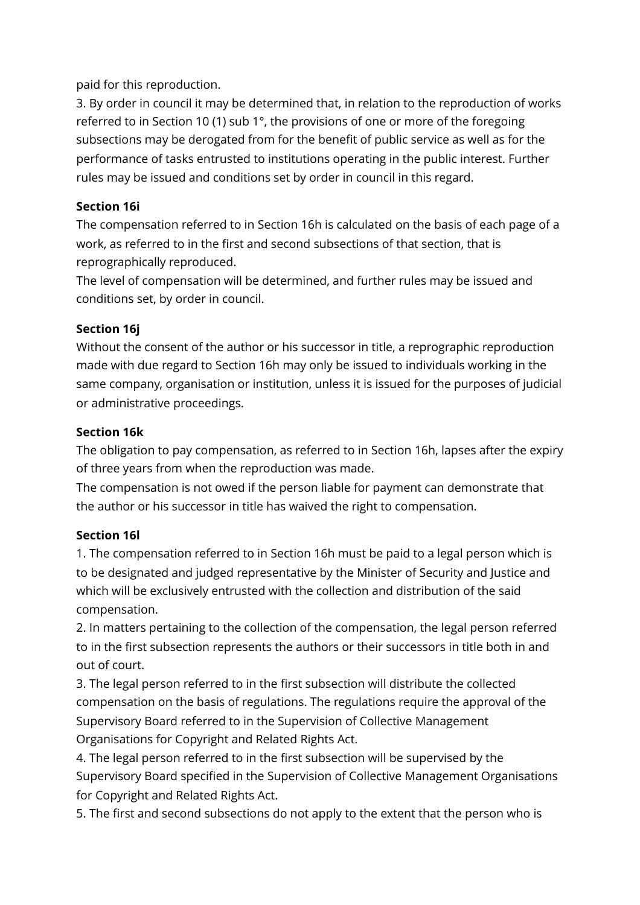paid for this reproduction.

3. By order in council it may be determined that, in relation to the reproduction of works referred to in Section 10 (1) sub 1°, the provisions of one or more of the foregoing subsections may be derogated from for the benefit of public service as well as for the performance of tasks entrusted to institutions operating in the public interest. Further rules may be issued and conditions set by order in council in this regard.

**Section 16i**

The compensation referred to in Section 16h is calculated on the basis of each page of a work, as referred to in the first and second subsections of that section, that is reprographically reproduced.

The level of compensation will be determined, and further rules may be issued and conditions set, by order in council.

**Section 16j**

Without the consent of the author or his successor in title, a reprographic reproduction made with due regard to Section 16h may only be issued to individuals working in the same company, organisation or institution, unless it is issued for the purposes of judicial or administrative proceedings.

**Section 16k**

The obligation to pay compensation, as referred to in Section 16h, lapses after the expiry of three years from when the reproduction was made.

The compensation is not owed if the person liable for payment can demonstrate that the author or his successor in title has waived the right to compensation.

**Section 16l**

1. The compensation referred to in Section 16h must be paid to a legal person which is to be designated and judged representative by the Minister of Security and Justice and which will be exclusively entrusted with the collection and distribution of the said compensation.

2. In matters pertaining to the collection of the compensation, the legal person referred to in the first subsection represents the authors or their successors in title both in and out of court.

3. The legal person referred to in the first subsection will distribute the collected compensation on the basis of regulations. The regulations require the approval of the Supervisory Board referred to in the Supervision of Collective Management Organisations for Copyright and Related Rights Act.

4. The legal person referred to in the first subsection will be supervised by the Supervisory Board specified in the Supervision of Collective Management Organisations for Copyright and Related Rights Act.

5. The first and second subsections do not apply to the extent that the person who is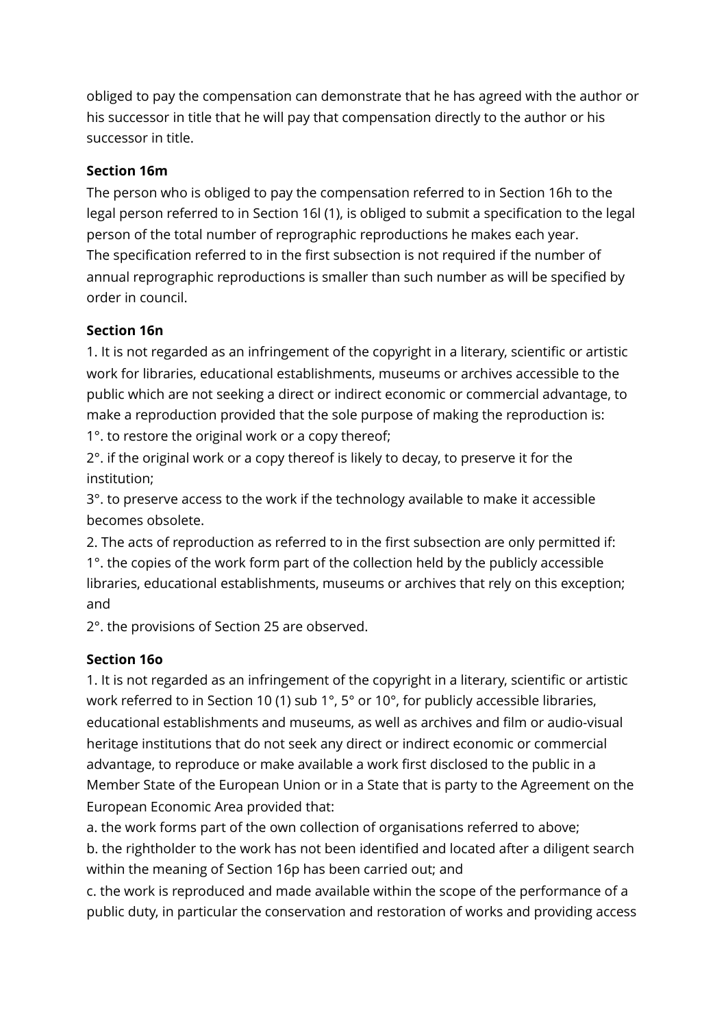obliged to pay the compensation can demonstrate that he has agreed with the author or his successor in title that he will pay that compensation directly to the author or his successor in title.

**Section 16m**

The person who is obliged to pay the compensation referred to in Section 16h to the legal person referred to in Section 16l (1), is obliged to submit a specification to the legal person of the total number of reprographic reproductions he makes each year.
The specification referred to in the first subsection is not required if the number of annual reprographic reproductions is smaller than such number as will be specified by order in council.

**Section 16n**

1. It is not regarded as an infringement of the copyright in a literary, scientific or artistic work for libraries, educational establishments, museums or archives accessible to the public which are not seeking a direct or indirect economic or commercial advantage, to make a reproduction provided that the sole purpose of making the reproduction is:
1°. to restore the original work or a copy thereof;
2°. if the original work or a copy thereof is likely to decay, to preserve it for the institution;
3°. to preserve access to the work if the technology available to make it accessible becomes obsolete.
2. The acts of reproduction as referred to in the first subsection are only permitted if:
1°. the copies of the work form part of the collection held by the publicly accessible libraries, educational establishments, museums or archives that rely on this exception; and
2°. the provisions of Section 25 are observed.

**Section 16o**

1. It is not regarded as an infringement of the copyright in a literary, scientific or artistic work referred to in Section 10 (1) sub 1°, 5° or 10°, for publicly accessible libraries, educational establishments and museums, as well as archives and film or audio-visual heritage institutions that do not seek any direct or indirect economic or commercial advantage, to reproduce or make available a work first disclosed to the public in a Member State of the European Union or in a State that is party to the Agreement on the European Economic Area provided that:
a. the work forms part of the own collection of organisations referred to above;
b. the rightholder to the work has not been identified and located after a diligent search within the meaning of Section 16p has been carried out; and
c. the work is reproduced and made available within the scope of the performance of a public duty, in particular the conservation and restoration of works and providing access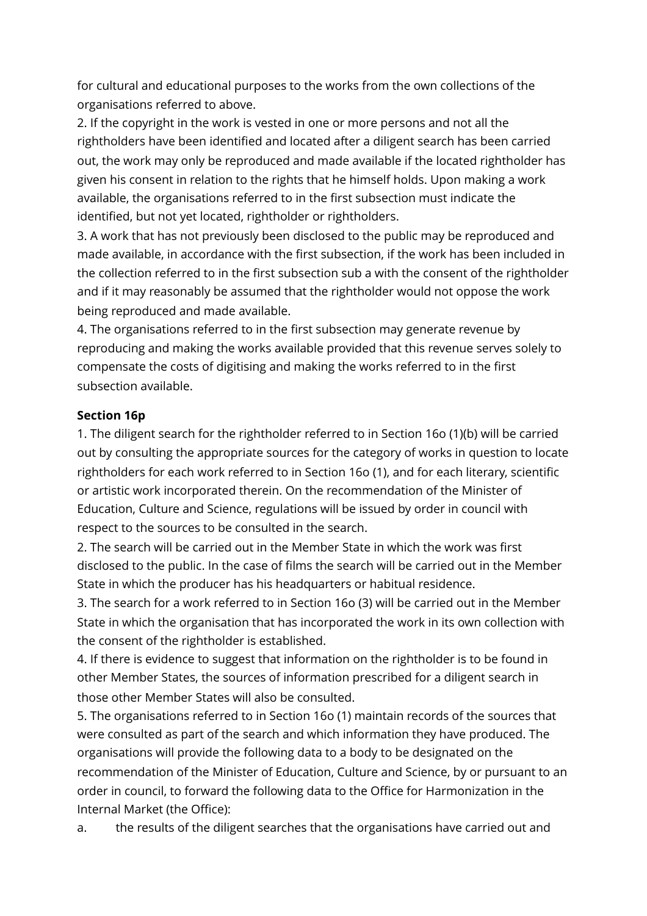for cultural and educational purposes to the works from the own collections of the organisations referred to above.

2. If the copyright in the work is vested in one or more persons and not all the rightholders have been identified and located after a diligent search has been carried out, the work may only be reproduced and made available if the located rightholder has given his consent in relation to the rights that he himself holds. Upon making a work available, the organisations referred to in the first subsection must indicate the identified, but not yet located, rightholder or rightholders.

3. A work that has not previously been disclosed to the public may be reproduced and made available, in accordance with the first subsection, if the work has been included in the collection referred to in the first subsection sub a with the consent of the rightholder and if it may reasonably be assumed that the rightholder would not oppose the work being reproduced and made available.

4. The organisations referred to in the first subsection may generate revenue by reproducing and making the works available provided that this revenue serves solely to compensate the costs of digitising and making the works referred to in the first subsection available.

**Section 16p**

1. The diligent search for the rightholder referred to in Section 16o (1)(b) will be carried out by consulting the appropriate sources for the category of works in question to locate rightholders for each work referred to in Section 16o (1), and for each literary, scientific or artistic work incorporated therein. On the recommendation of the Minister of Education, Culture and Science, regulations will be issued by order in council with respect to the sources to be consulted in the search.

2. The search will be carried out in the Member State in which the work was first disclosed to the public. In the case of films the search will be carried out in the Member State in which the producer has his headquarters or habitual residence.

3. The search for a work referred to in Section 16o (3) will be carried out in the Member State in which the organisation that has incorporated the work in its own collection with the consent of the rightholder is established.

4. If there is evidence to suggest that information on the rightholder is to be found in other Member States, the sources of information prescribed for a diligent search in those other Member States will also be consulted.

5. The organisations referred to in Section 16o (1) maintain records of the sources that were consulted as part of the search and which information they have produced. The organisations will provide the following data to a body to be designated on the recommendation of the Minister of Education, Culture and Science, by or pursuant to an order in council, to forward the following data to the Office for Harmonization in the Internal Market (the Office):

a. the results of the diligent searches that the organisations have carried out and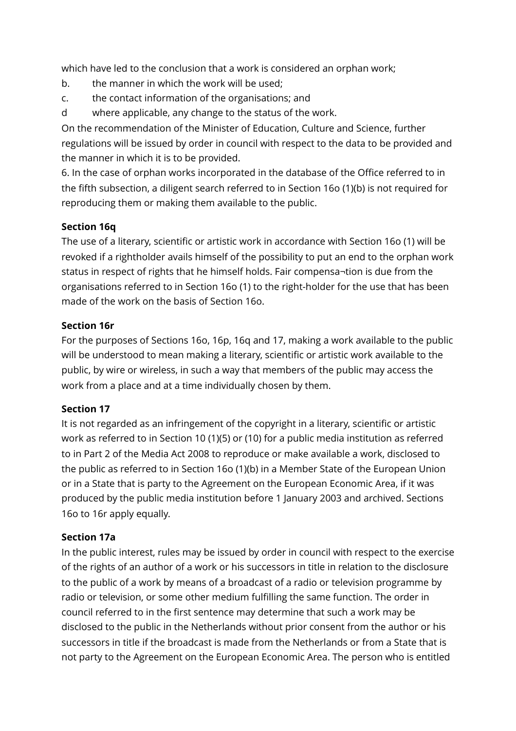which have led to the conclusion that a work is considered an orphan work;

b. the manner in which the work will be used;

c. the contact information of the organisations; and

d where applicable, any change to the status of the work.

On the recommendation of the Minister of Education, Culture and Science, further regulations will be issued by order in council with respect to the data to be provided and the manner in which it is to be provided.

6. In the case of orphan works incorporated in the database of the Office referred to in the fifth subsection, a diligent search referred to in Section 16o (1)(b) is not required for reproducing them or making them available to the public.

**Section 16q**

The use of a literary, scientific or artistic work in accordance with Section 16o (1) will be revoked if a rightholder avails himself of the possibility to put an end to the orphan work status in respect of rights that he himself holds. Fair compensa¬tion is due from the organisations referred to in Section 16o (1) to the right-holder for the use that has been made of the work on the basis of Section 16o.

**Section 16r**

For the purposes of Sections 16o, 16p, 16q and 17, making a work available to the public will be understood to mean making a literary, scientific or artistic work available to the public, by wire or wireless, in such a way that members of the public may access the work from a place and at a time individually chosen by them.

**Section 17**

It is not regarded as an infringement of the copyright in a literary, scientific or artistic work as referred to in Section 10 (1)(5) or (10) for a public media institution as referred to in Part 2 of the Media Act 2008 to reproduce or make available a work, disclosed to the public as referred to in Section 16o (1)(b) in a Member State of the European Union or in a State that is party to the Agreement on the European Economic Area, if it was produced by the public media institution before 1 January 2003 and archived. Sections 16o to 16r apply equally.

**Section 17a**

In the public interest, rules may be issued by order in council with respect to the exercise of the rights of an author of a work or his successors in title in relation to the disclosure to the public of a work by means of a broadcast of a radio or television programme by radio or television, or some other medium fulfilling the same function. The order in council referred to in the first sentence may determine that such a work may be disclosed to the public in the Netherlands without prior consent from the author or his successors in title if the broadcast is made from the Netherlands or from a State that is not party to the Agreement on the European Economic Area. The person who is entitled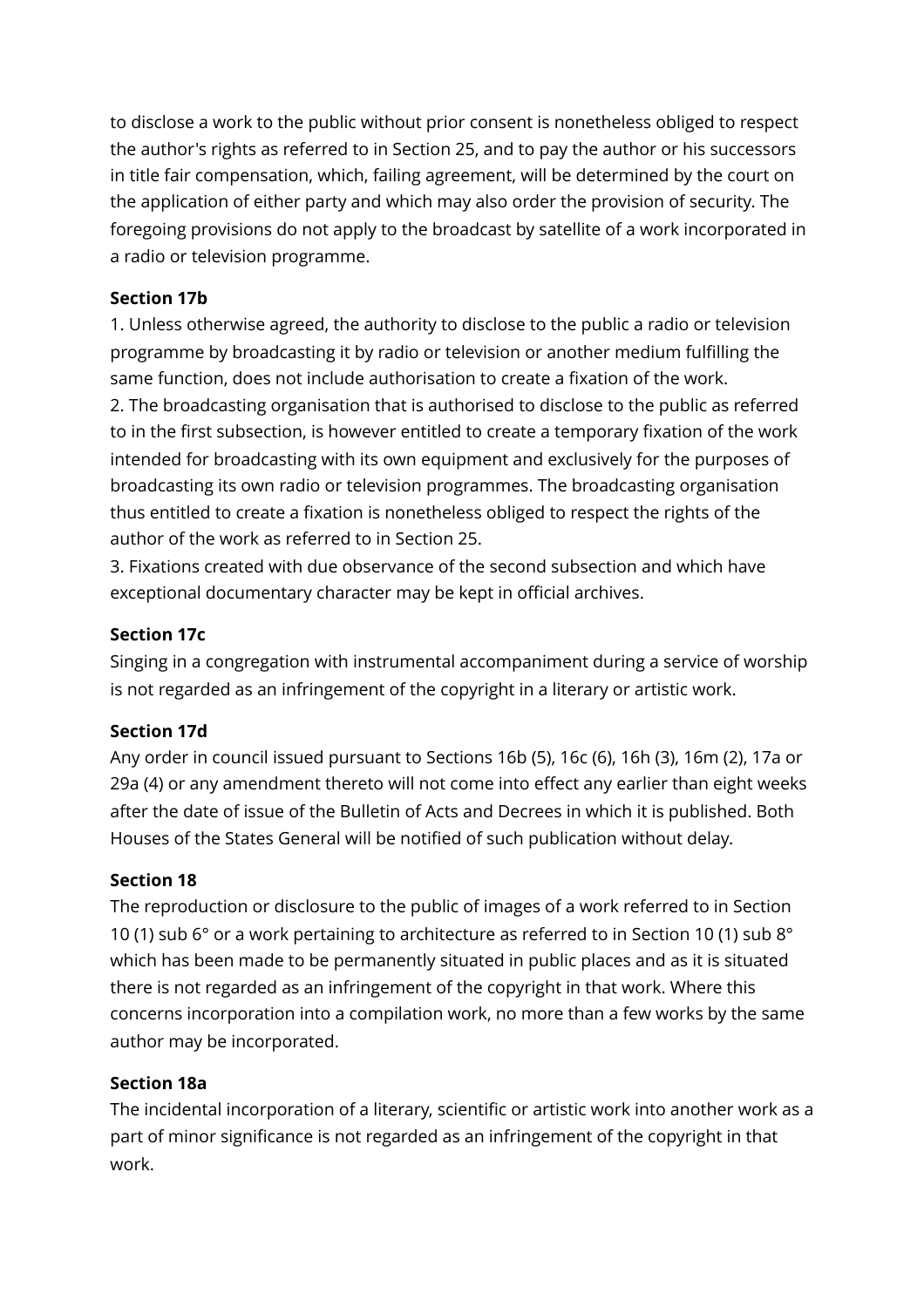to disclose a work to the public without prior consent is nonetheless obliged to respect the author's rights as referred to in Section 25, and to pay the author or his successors in title fair compensation, which, failing agreement, will be determined by the court on the application of either party and which may also order the provision of security. The foregoing provisions do not apply to the broadcast by satellite of a work incorporated in a radio or television programme.

**Section 17b**

1. Unless otherwise agreed, the authority to disclose to the public a radio or television programme by broadcasting it by radio or television or another medium fulfilling the same function, does not include authorisation to create a fixation of the work.
2. The broadcasting organisation that is authorised to disclose to the public as referred to in the first subsection, is however entitled to create a temporary fixation of the work intended for broadcasting with its own equipment and exclusively for the purposes of broadcasting its own radio or television programmes. The broadcasting organisation thus entitled to create a fixation is nonetheless obliged to respect the rights of the author of the work as referred to in Section 25.
3. Fixations created with due observance of the second subsection and which have exceptional documentary character may be kept in official archives.

**Section 17c**

Singing in a congregation with instrumental accompaniment during a service of worship is not regarded as an infringement of the copyright in a literary or artistic work.

**Section 17d**

Any order in council issued pursuant to Sections 16b (5), 16c (6), 16h (3), 16m (2), 17a or 29a (4) or any amendment thereto will not come into effect any earlier than eight weeks after the date of issue of the Bulletin of Acts and Decrees in which it is published. Both Houses of the States General will be notified of such publication without delay.

**Section 18**

The reproduction or disclosure to the public of images of a work referred to in Section 10 (1) sub 6° or a work pertaining to architecture as referred to in Section 10 (1) sub 8° which has been made to be permanently situated in public places and as it is situated there is not regarded as an infringement of the copyright in that work. Where this concerns incorporation into a compilation work, no more than a few works by the same author may be incorporated.

**Section 18a**

The incidental incorporation of a literary, scientific or artistic work into another work as a part of minor significance is not regarded as an infringement of the copyright in that work.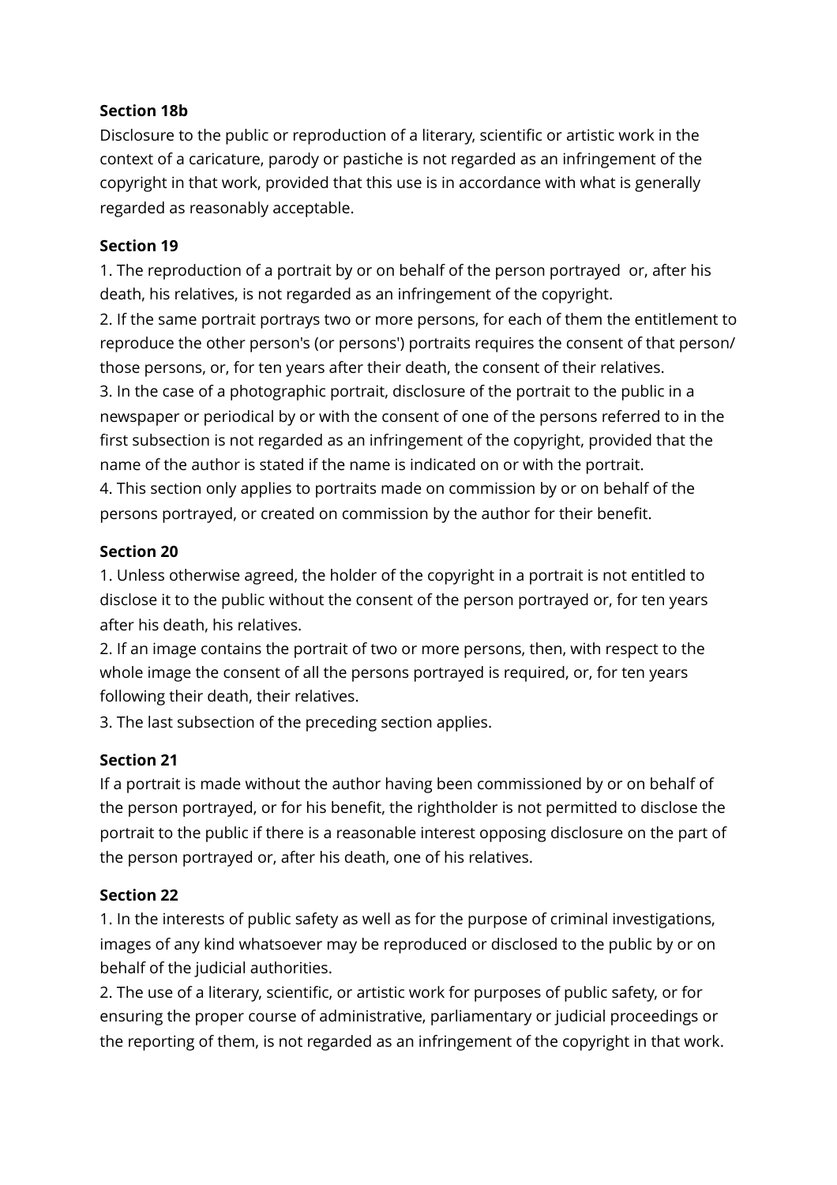**Section 18b**

Disclosure to the public or reproduction of a literary, scientific or artistic work in the context of a caricature, parody or pastiche is not regarded as an infringement of the copyright in that work, provided that this use is in accordance with what is generally regarded as reasonably acceptable.

**Section 19**

1. The reproduction of a portrait by or on behalf of the person portrayed or, after his death, his relatives, is not regarded as an infringement of the copyright.
2. If the same portrait portrays two or more persons, for each of them the entitlement to reproduce the other person's (or persons') portraits requires the consent of that person/ those persons, or, for ten years after their death, the consent of their relatives.
3. In the case of a photographic portrait, disclosure of the portrait to the public in a newspaper or periodical by or with the consent of one of the persons referred to in the first subsection is not regarded as an infringement of the copyright, provided that the name of the author is stated if the name is indicated on or with the portrait.
4. This section only applies to portraits made on commission by or on behalf of the persons portrayed, or created on commission by the author for their benefit.

**Section 20**

1. Unless otherwise agreed, the holder of the copyright in a portrait is not entitled to disclose it to the public without the consent of the person portrayed or, for ten years after his death, his relatives.
2. If an image contains the portrait of two or more persons, then, with respect to the whole image the consent of all the persons portrayed is required, or, for ten years following their death, their relatives.
3. The last subsection of the preceding section applies.

**Section 21**

If a portrait is made without the author having been commissioned by or on behalf of the person portrayed, or for his benefit, the rightholder is not permitted to disclose the portrait to the public if there is a reasonable interest opposing disclosure on the part of the person portrayed or, after his death, one of his relatives.

**Section 22**

1. In the interests of public safety as well as for the purpose of criminal investigations, images of any kind whatsoever may be reproduced or disclosed to the public by or on behalf of the judicial authorities.
2. The use of a literary, scientific, or artistic work for purposes of public safety, or for ensuring the proper course of administrative, parliamentary or judicial proceedings or the reporting of them, is not regarded as an infringement of the copyright in that work.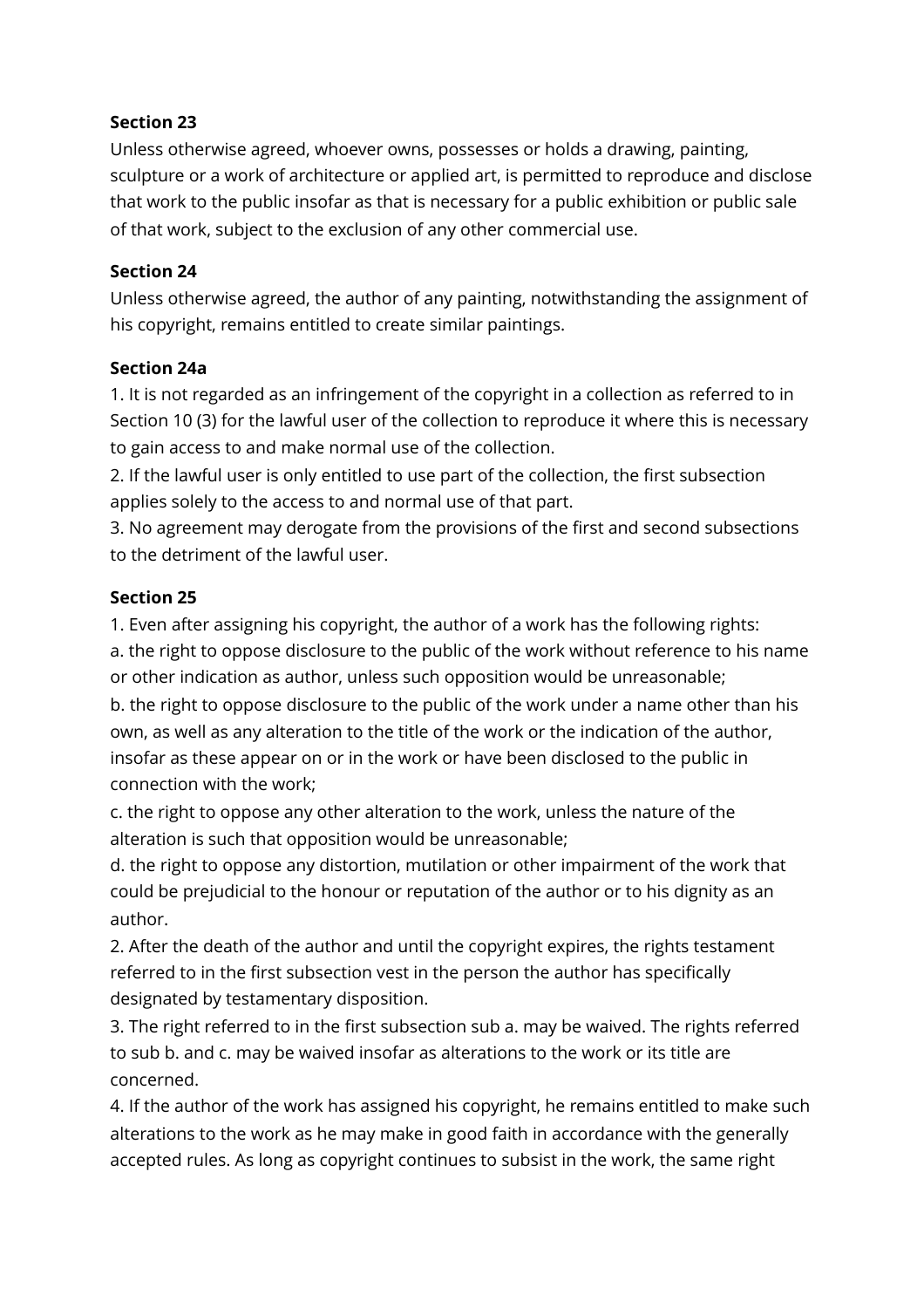**Section 23**

Unless otherwise agreed, whoever owns, possesses or holds a drawing, painting, sculpture or a work of architecture or applied art, is permitted to reproduce and disclose that work to the public insofar as that is necessary for a public exhibition or public sale of that work, subject to the exclusion of any other commercial use.

**Section 24**

Unless otherwise agreed, the author of any painting, notwithstanding the assignment of his copyright, remains entitled to create similar paintings.

**Section 24a**

1. It is not regarded as an infringement of the copyright in a collection as referred to in Section 10 (3) for the lawful user of the collection to reproduce it where this is necessary to gain access to and make normal use of the collection.
2. If the lawful user is only entitled to use part of the collection, the first subsection applies solely to the access to and normal use of that part.
3. No agreement may derogate from the provisions of the first and second subsections to the detriment of the lawful user.

**Section 25**

1. Even after assigning his copyright, the author of a work has the following rights:
a. the right to oppose disclosure to the public of the work without reference to his name or other indication as author, unless such opposition would be unreasonable;
b. the right to oppose disclosure to the public of the work under a name other than his own, as well as any alteration to the title of the work or the indication of the author, insofar as these appear on or in the work or have been disclosed to the public in connection with the work;
c. the right to oppose any other alteration to the work, unless the nature of the alteration is such that opposition would be unreasonable;
d. the right to oppose any distortion, mutilation or other impairment of the work that could be prejudicial to the honour or reputation of the author or to his dignity as an author.
2. After the death of the author and until the copyright expires, the rights testament referred to in the first subsection vest in the person the author has specifically designated by testamentary disposition.
3. The right referred to in the first subsection sub a. may be waived. The rights referred to sub b. and c. may be waived insofar as alterations to the work or its title are concerned.
4. If the author of the work has assigned his copyright, he remains entitled to make such alterations to the work as he may make in good faith in accordance with the generally accepted rules. As long as copyright continues to subsist in the work, the same right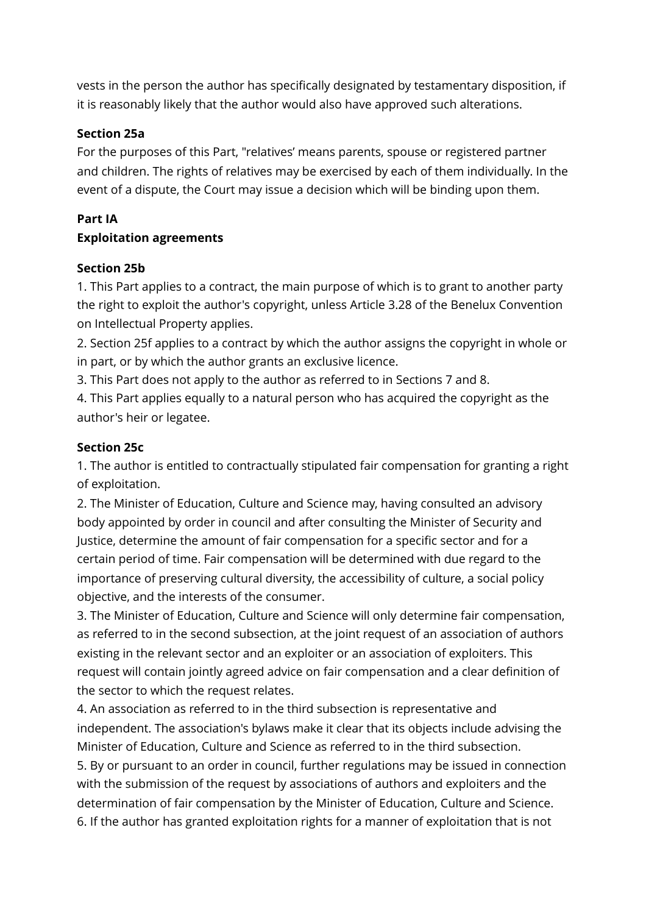vests in the person the author has specifically designated by testamentary disposition, if it is reasonably likely that the author would also have approved such alterations.

**Section 25a**

For the purposes of this Part, "relatives' means parents, spouse or registered partner and children. The rights of relatives may be exercised by each of them individually. In the event of a dispute, the Court may issue a decision which will be binding upon them.

## Part IA
## Exploitation agreements

**Section 25b**

1. This Part applies to a contract, the main purpose of which is to grant to another party the right to exploit the author's copyright, unless Article 3.28 of the Benelux Convention on Intellectual Property applies.
2. Section 25f applies to a contract by which the author assigns the copyright in whole or in part, or by which the author grants an exclusive licence.
3. This Part does not apply to the author as referred to in Sections 7 and 8.
4. This Part applies equally to a natural person who has acquired the copyright as the author's heir or legatee.

**Section 25c**

1. The author is entitled to contractually stipulated fair compensation for granting a right of exploitation.
2. The Minister of Education, Culture and Science may, having consulted an advisory body appointed by order in council and after consulting the Minister of Security and Justice, determine the amount of fair compensation for a specific sector and for a certain period of time. Fair compensation will be determined with due regard to the importance of preserving cultural diversity, the accessibility of culture, a social policy objective, and the interests of the consumer.
3. The Minister of Education, Culture and Science will only determine fair compensation, as referred to in the second subsection, at the joint request of an association of authors existing in the relevant sector and an exploiter or an association of exploiters. This request will contain jointly agreed advice on fair compensation and a clear definition of the sector to which the request relates.
4. An association as referred to in the third subsection is representative and independent. The association's bylaws make it clear that its objects include advising the Minister of Education, Culture and Science as referred to in the third subsection.
5. By or pursuant to an order in council, further regulations may be issued in connection with the submission of the request by associations of authors and exploiters and the determination of fair compensation by the Minister of Education, Culture and Science.
6. If the author has granted exploitation rights for a manner of exploitation that is not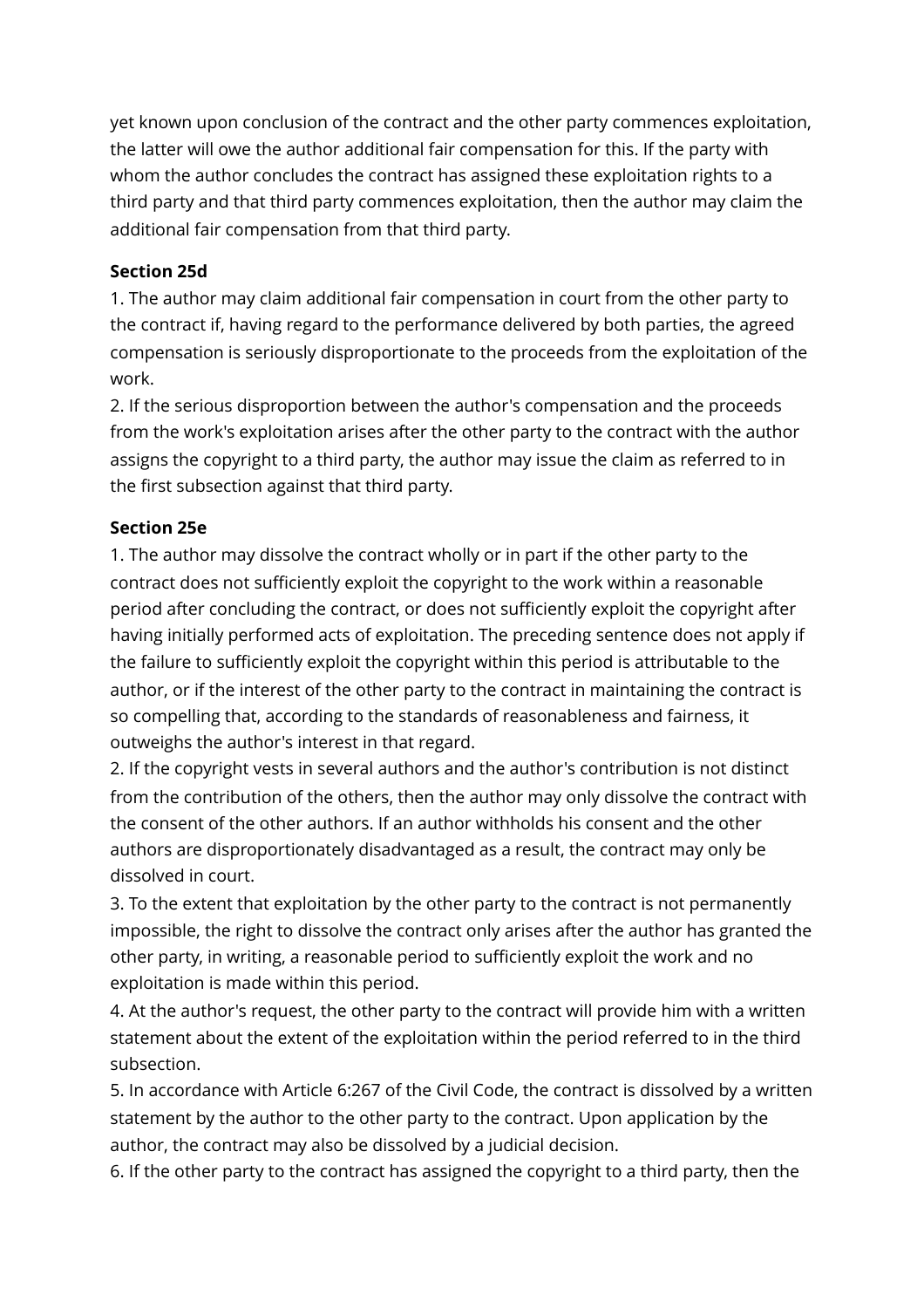yet known upon conclusion of the contract and the other party commences exploitation, the latter will owe the author additional fair compensation for this. If the party with whom the author concludes the contract has assigned these exploitation rights to a third party and that third party commences exploitation, then the author may claim the additional fair compensation from that third party.

**Section 25d**

1. The author may claim additional fair compensation in court from the other party to the contract if, having regard to the performance delivered by both parties, the agreed compensation is seriously disproportionate to the proceeds from the exploitation of the work.
2. If the serious disproportion between the author's compensation and the proceeds from the work's exploitation arises after the other party to the contract with the author assigns the copyright to a third party, the author may issue the claim as referred to in the first subsection against that third party.

**Section 25e**

1. The author may dissolve the contract wholly or in part if the other party to the contract does not sufficiently exploit the copyright to the work within a reasonable period after concluding the contract, or does not sufficiently exploit the copyright after having initially performed acts of exploitation. The preceding sentence does not apply if the failure to sufficiently exploit the copyright within this period is attributable to the author, or if the interest of the other party to the contract in maintaining the contract is so compelling that, according to the standards of reasonableness and fairness, it outweighs the author's interest in that regard.
2. If the copyright vests in several authors and the author's contribution is not distinct from the contribution of the others, then the author may only dissolve the contract with the consent of the other authors. If an author withholds his consent and the other authors are disproportionately disadvantaged as a result, the contract may only be dissolved in court.
3. To the extent that exploitation by the other party to the contract is not permanently impossible, the right to dissolve the contract only arises after the author has granted the other party, in writing, a reasonable period to sufficiently exploit the work and no exploitation is made within this period.
4. At the author's request, the other party to the contract will provide him with a written statement about the extent of the exploitation within the period referred to in the third subsection.
5. In accordance with Article 6:267 of the Civil Code, the contract is dissolved by a written statement by the author to the other party to the contract. Upon application by the author, the contract may also be dissolved by a judicial decision.
6. If the other party to the contract has assigned the copyright to a third party, then the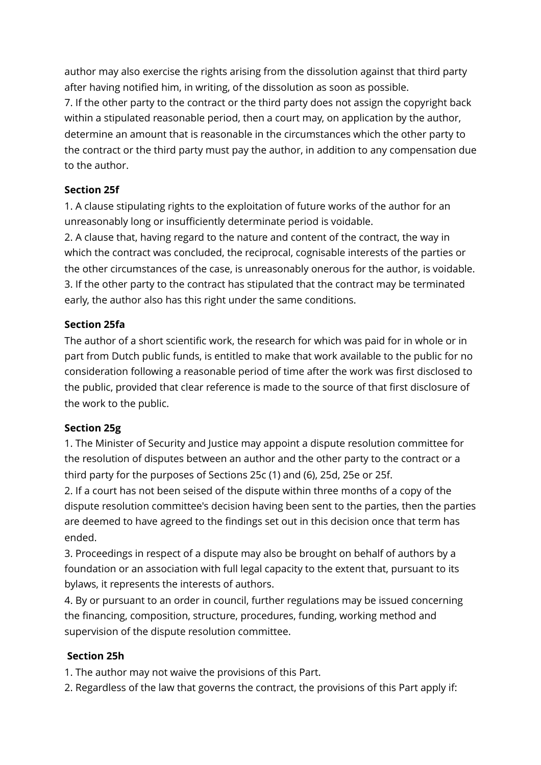author may also exercise the rights arising from the dissolution against that third party after having notified him, in writing, of the dissolution as soon as possible.

7. If the other party to the contract or the third party does not assign the copyright back within a stipulated reasonable period, then a court may, on application by the author, determine an amount that is reasonable in the circumstances which the other party to the contract or the third party must pay the author, in addition to any compensation due to the author.

**Section 25f**

1. A clause stipulating rights to the exploitation of future works of the author for an unreasonably long or insufficiently determinate period is voidable.
2. A clause that, having regard to the nature and content of the contract, the way in which the contract was concluded, the reciprocal, cognisable interests of the parties or the other circumstances of the case, is unreasonably onerous for the author, is voidable.
3. If the other party to the contract has stipulated that the contract may be terminated early, the author also has this right under the same conditions.

**Section 25fa**

The author of a short scientific work, the research for which was paid for in whole or in part from Dutch public funds, is entitled to make that work available to the public for no consideration following a reasonable period of time after the work was first disclosed to the public, provided that clear reference is made to the source of that first disclosure of the work to the public.

**Section 25g**

1. The Minister of Security and Justice may appoint a dispute resolution committee for the resolution of disputes between an author and the other party to the contract or a third party for the purposes of Sections 25c (1) and (6), 25d, 25e or 25f.
2. If a court has not been seised of the dispute within three months of a copy of the dispute resolution committee's decision having been sent to the parties, then the parties are deemed to have agreed to the findings set out in this decision once that term has ended.
3. Proceedings in respect of a dispute may also be brought on behalf of authors by a foundation or an association with full legal capacity to the extent that, pursuant to its bylaws, it represents the interests of authors.
4. By or pursuant to an order in council, further regulations may be issued concerning the financing, composition, structure, procedures, funding, working method and supervision of the dispute resolution committee.

**Section 25h**

1. The author may not waive the provisions of this Part.
2. Regardless of the law that governs the contract, the provisions of this Part apply if: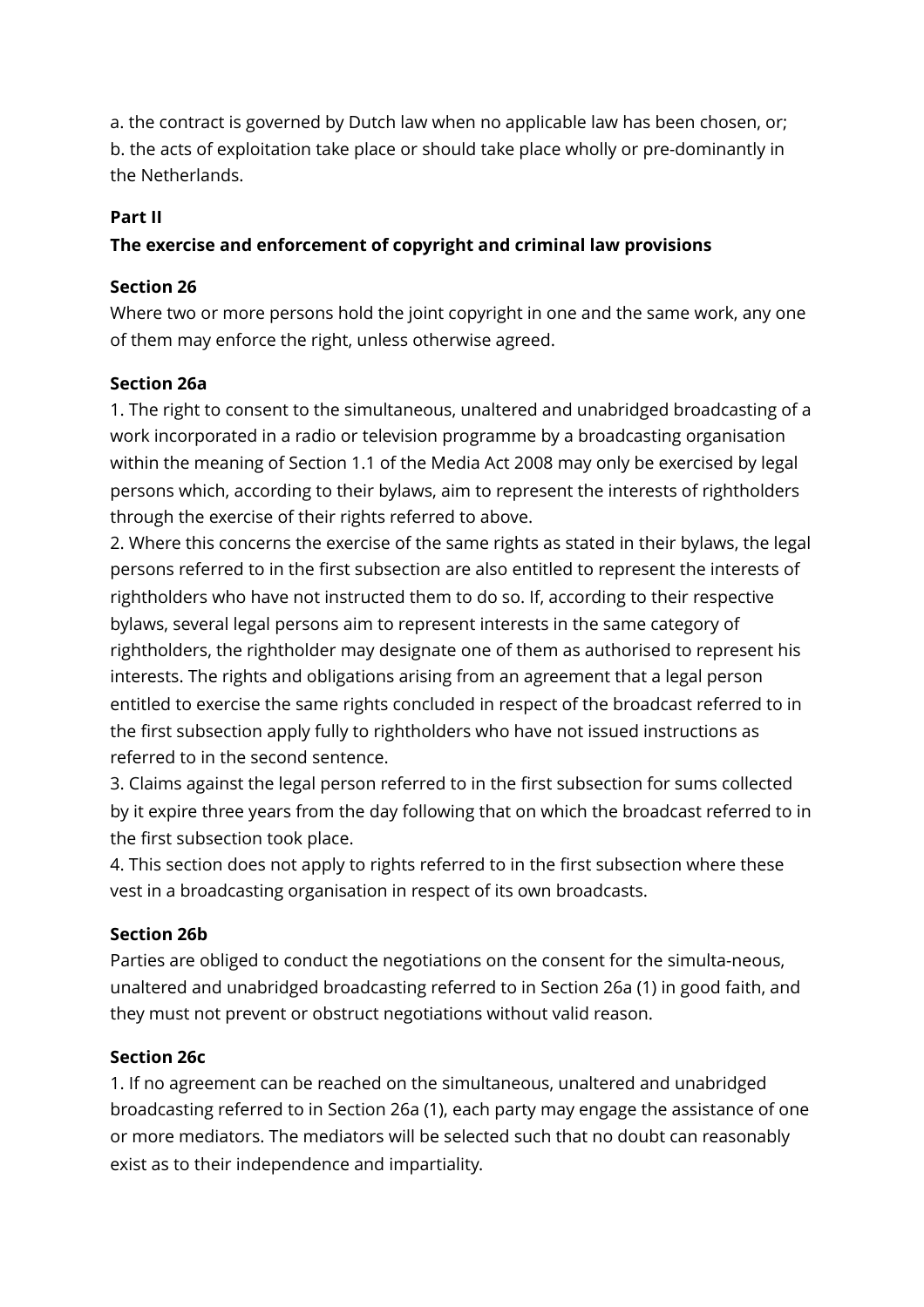a. the contract is governed by Dutch law when no applicable law has been chosen, or;
b. the acts of exploitation take place or should take place wholly or pre-dominantly in the Netherlands.

**Part II**
**The exercise and enforcement of copyright and criminal law provisions**

**Section 26**
Where two or more persons hold the joint copyright in one and the same work, any one of them may enforce the right, unless otherwise agreed.

**Section 26a**
1. The right to consent to the simultaneous, unaltered and unabridged broadcasting of a work incorporated in a radio or television programme by a broadcasting organisation within the meaning of Section 1.1 of the Media Act 2008 may only be exercised by legal persons which, according to their bylaws, aim to represent the interests of rightholders through the exercise of their rights referred to above.
2. Where this concerns the exercise of the same rights as stated in their bylaws, the legal persons referred to in the first subsection are also entitled to represent the interests of rightholders who have not instructed them to do so. If, according to their respective bylaws, several legal persons aim to represent interests in the same category of rightholders, the rightholder may designate one of them as authorised to represent his interests. The rights and obligations arising from an agreement that a legal person entitled to exercise the same rights concluded in respect of the broadcast referred to in the first subsection apply fully to rightholders who have not issued instructions as referred to in the second sentence.
3. Claims against the legal person referred to in the first subsection for sums collected by it expire three years from the day following that on which the broadcast referred to in the first subsection took place.
4. This section does not apply to rights referred to in the first subsection where these vest in a broadcasting organisation in respect of its own broadcasts.

**Section 26b**
Parties are obliged to conduct the negotiations on the consent for the simulta-neous, unaltered and unabridged broadcasting referred to in Section 26a (1) in good faith, and they must not prevent or obstruct negotiations without valid reason.

**Section 26c**
1. If no agreement can be reached on the simultaneous, unaltered and unabridged broadcasting referred to in Section 26a (1), each party may engage the assistance of one or more mediators. The mediators will be selected such that no doubt can reasonably exist as to their independence and impartiality.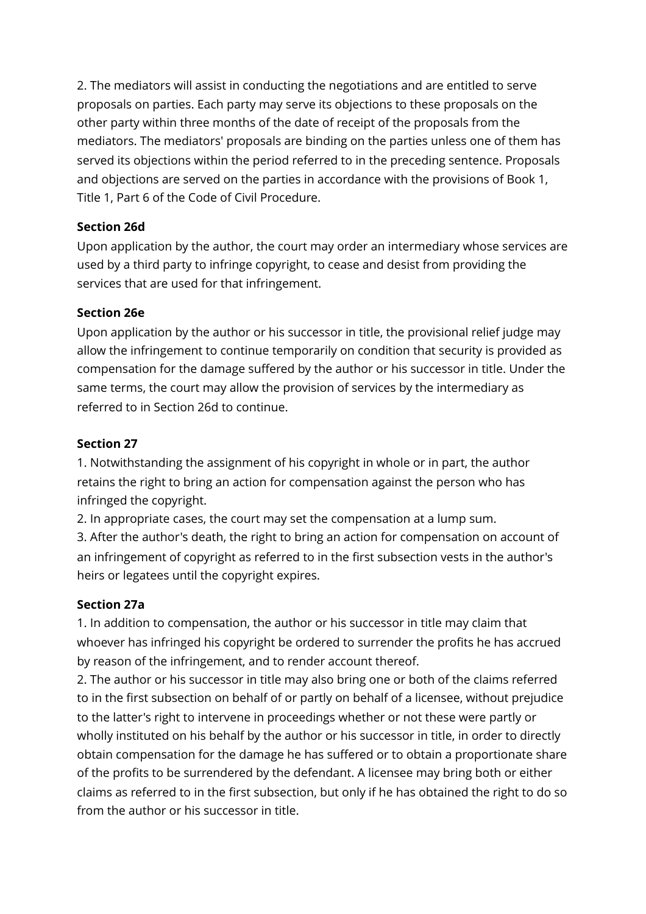2. The mediators will assist in conducting the negotiations and are entitled to serve proposals on parties. Each party may serve its objections to these proposals on the other party within three months of the date of receipt of the proposals from the mediators. The mediators' proposals are binding on the parties unless one of them has served its objections within the period referred to in the preceding sentence. Proposals and objections are served on the parties in accordance with the provisions of Book 1, Title 1, Part 6 of the Code of Civil Procedure.

**Section 26d**

Upon application by the author, the court may order an intermediary whose services are used by a third party to infringe copyright, to cease and desist from providing the services that are used for that infringement.

**Section 26e**

Upon application by the author or his successor in title, the provisional relief judge may allow the infringement to continue temporarily on condition that security is provided as compensation for the damage suffered by the author or his successor in title. Under the same terms, the court may allow the provision of services by the intermediary as referred to in Section 26d to continue.

**Section 27**

1. Notwithstanding the assignment of his copyright in whole or in part, the author retains the right to bring an action for compensation against the person who has infringed the copyright.
2. In appropriate cases, the court may set the compensation at a lump sum.
3. After the author's death, the right to bring an action for compensation on account of an infringement of copyright as referred to in the first subsection vests in the author's heirs or legatees until the copyright expires.

**Section 27a**

1. In addition to compensation, the author or his successor in title may claim that whoever has infringed his copyright be ordered to surrender the profits he has accrued by reason of the infringement, and to render account thereof.
2. The author or his successor in title may also bring one or both of the claims referred to in the first subsection on behalf of or partly on behalf of a licensee, without prejudice to the latter's right to intervene in proceedings whether or not these were partly or wholly instituted on his behalf by the author or his successor in title, in order to directly obtain compensation for the damage he has suffered or to obtain a proportionate share of the profits to be surrendered by the defendant. A licensee may bring both or either claims as referred to in the first subsection, but only if he has obtained the right to do so from the author or his successor in title.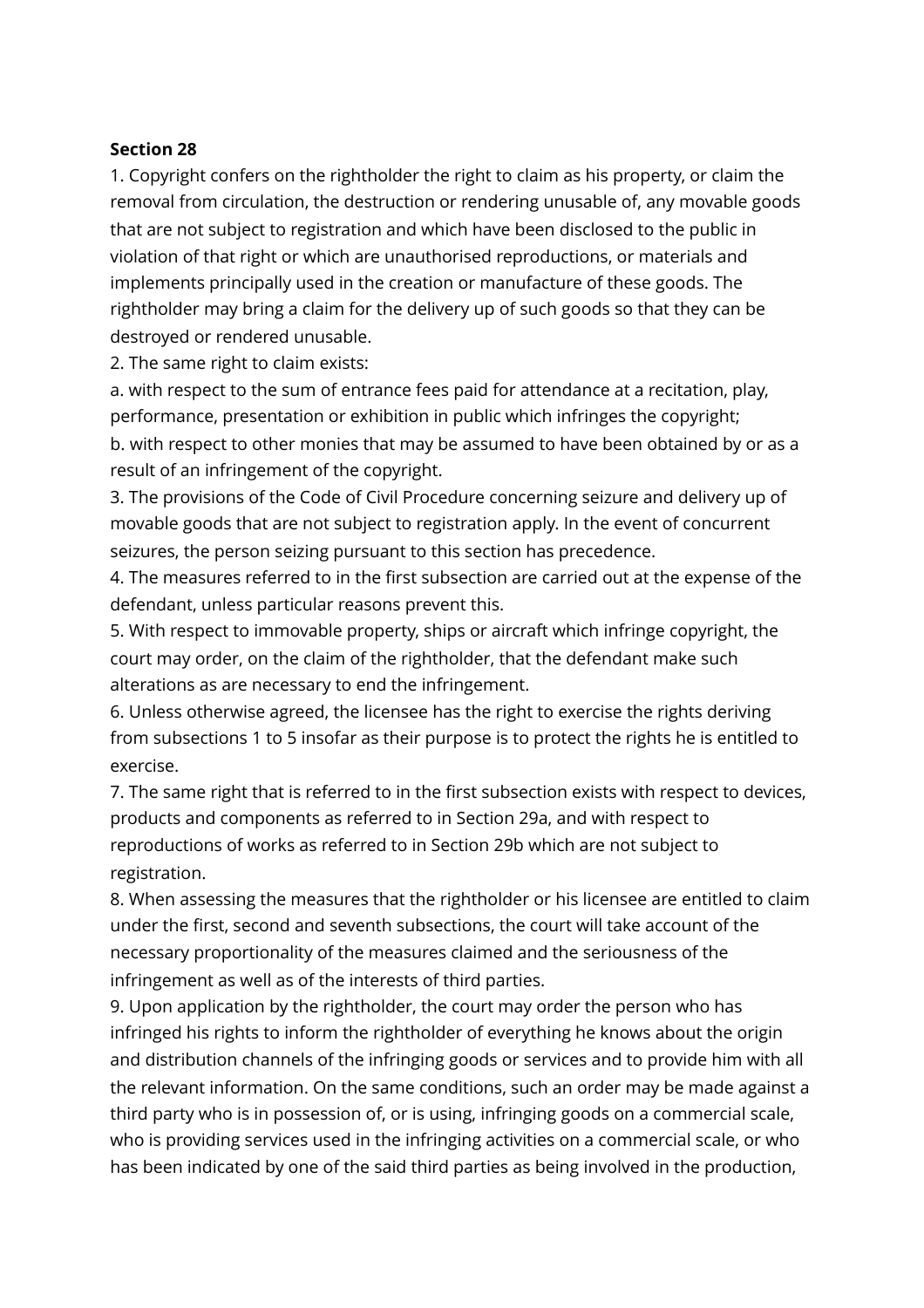**Section 28**

1. Copyright confers on the rightholder the right to claim as his property, or claim the removal from circulation, the destruction or rendering unusable of, any movable goods that are not subject to registration and which have been disclosed to the public in violation of that right or which are unauthorised reproductions, or materials and implements principally used in the creation or manufacture of these goods. The rightholder may bring a claim for the delivery up of such goods so that they can be destroyed or rendered unusable.

2. The same right to claim exists:

a. with respect to the sum of entrance fees paid for attendance at a recitation, play, performance, presentation or exhibition in public which infringes the copyright;

b. with respect to other monies that may be assumed to have been obtained by or as a result of an infringement of the copyright.

3. The provisions of the Code of Civil Procedure concerning seizure and delivery up of movable goods that are not subject to registration apply. In the event of concurrent seizures, the person seizing pursuant to this section has precedence.

4. The measures referred to in the first subsection are carried out at the expense of the defendant, unless particular reasons prevent this.

5. With respect to immovable property, ships or aircraft which infringe copyright, the court may order, on the claim of the rightholder, that the defendant make such alterations as are necessary to end the infringement.

6. Unless otherwise agreed, the licensee has the right to exercise the rights deriving from subsections 1 to 5 insofar as their purpose is to protect the rights he is entitled to exercise.

7. The same right that is referred to in the first subsection exists with respect to devices, products and components as referred to in Section 29a, and with respect to reproductions of works as referred to in Section 29b which are not subject to registration.

8. When assessing the measures that the rightholder or his licensee are entitled to claim under the first, second and seventh subsections, the court will take account of the necessary proportionality of the measures claimed and the seriousness of the infringement as well as of the interests of third parties.

9. Upon application by the rightholder, the court may order the person who has infringed his rights to inform the rightholder of everything he knows about the origin and distribution channels of the infringing goods or services and to provide him with all the relevant information. On the same conditions, such an order may be made against a third party who is in possession of, or is using, infringing goods on a commercial scale, who is providing services used in the infringing activities on a commercial scale, or who has been indicated by one of the said third parties as being involved in the production,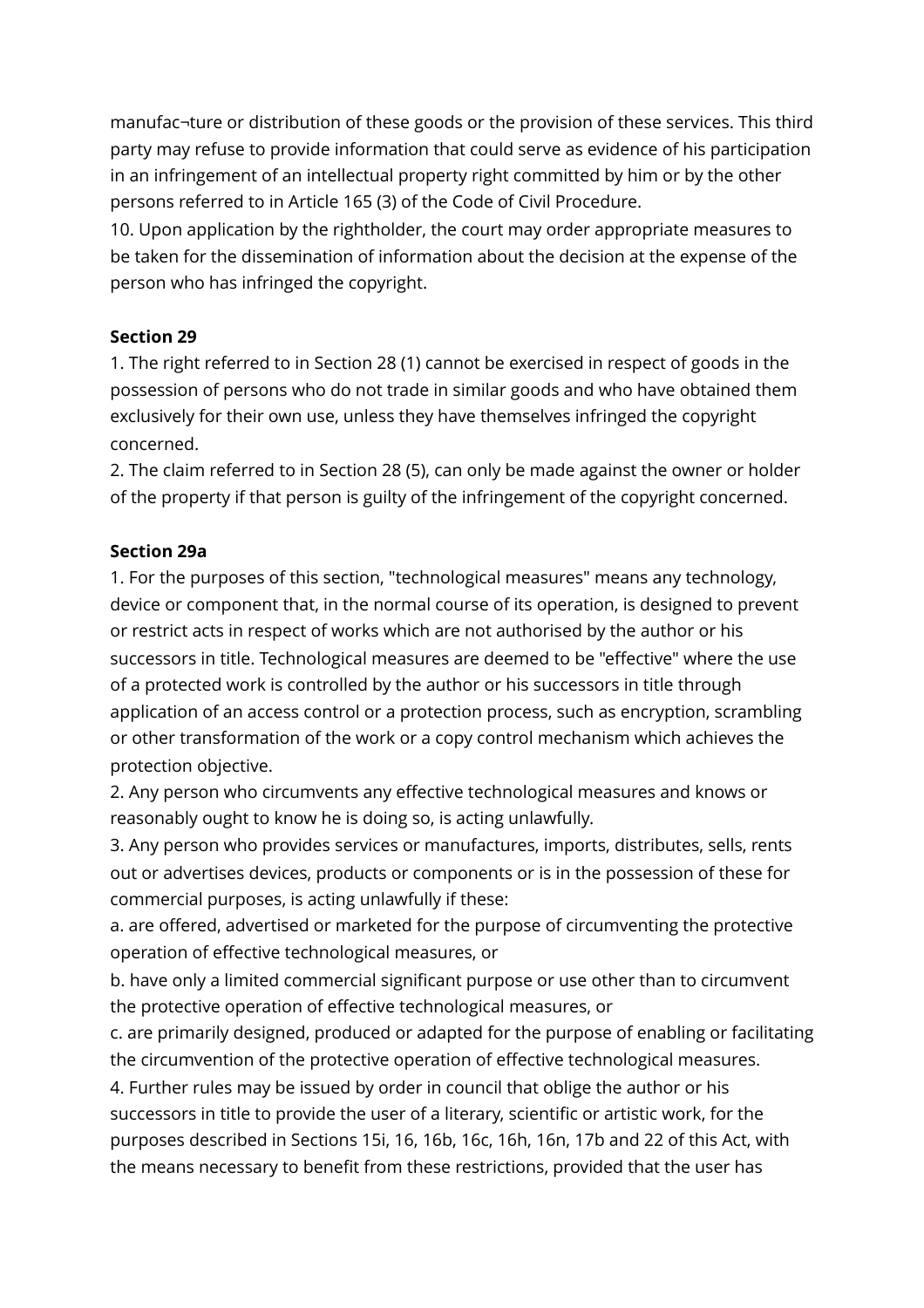manufac¬ture or distribution of these goods or the provision of these services. This third party may refuse to provide information that could serve as evidence of his participation in an infringement of an intellectual property right committed by him or by the other persons referred to in Article 165 (3) of the Code of Civil Procedure.

10. Upon application by the rightholder, the court may order appropriate measures to be taken for the dissemination of information about the decision at the expense of the person who has infringed the copyright.

**Section 29**

1. The right referred to in Section 28 (1) cannot be exercised in respect of goods in the possession of persons who do not trade in similar goods and who have obtained them exclusively for their own use, unless they have themselves infringed the copyright concerned.

2. The claim referred to in Section 28 (5), can only be made against the owner or holder of the property if that person is guilty of the infringement of the copyright concerned.

**Section 29a**

1. For the purposes of this section, "technological measures" means any technology, device or component that, in the normal course of its operation, is designed to prevent or restrict acts in respect of works which are not authorised by the author or his successors in title. Technological measures are deemed to be "effective" where the use of a protected work is controlled by the author or his successors in title through application of an access control or a protection process, such as encryption, scrambling or other transformation of the work or a copy control mechanism which achieves the protection objective.

2. Any person who circumvents any effective technological measures and knows or reasonably ought to know he is doing so, is acting unlawfully.

3. Any person who provides services or manufactures, imports, distributes, sells, rents out or advertises devices, products or components or is in the possession of these for commercial purposes, is acting unlawfully if these:

a. are offered, advertised or marketed for the purpose of circumventing the protective operation of effective technological measures, or

b. have only a limited commercial significant purpose or use other than to circumvent the protective operation of effective technological measures, or

c. are primarily designed, produced or adapted for the purpose of enabling or facilitating the circumvention of the protective operation of effective technological measures.

4. Further rules may be issued by order in council that oblige the author or his successors in title to provide the user of a literary, scientific or artistic work, for the purposes described in Sections 15i, 16, 16b, 16c, 16h, 16n, 17b and 22 of this Act, with the means necessary to benefit from these restrictions, provided that the user has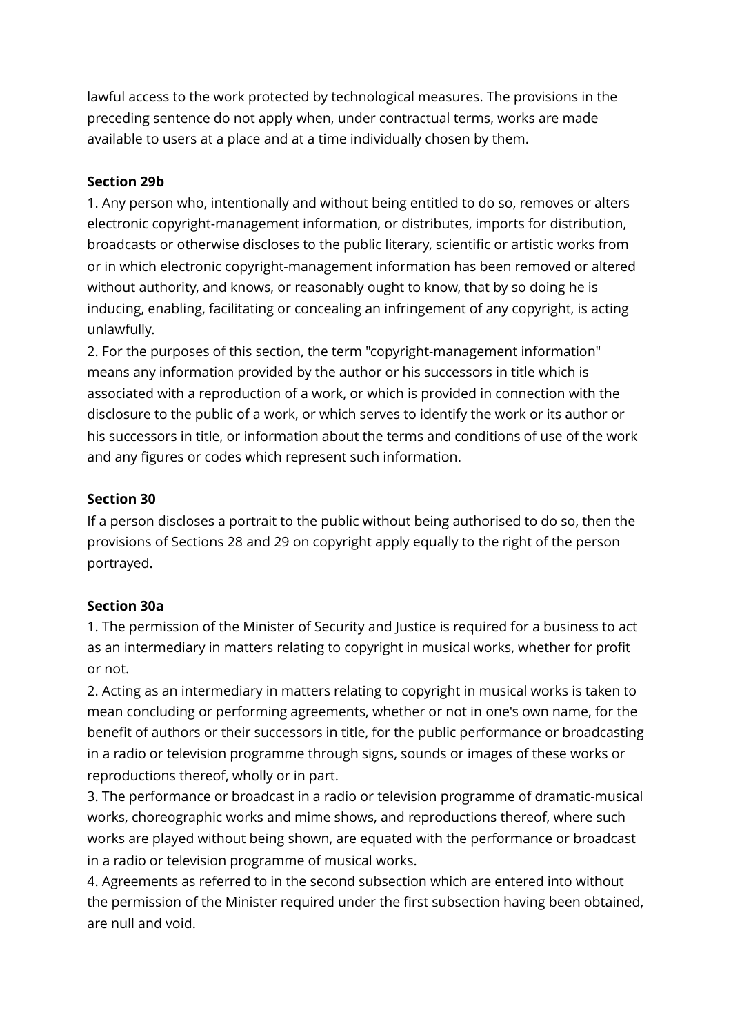lawful access to the work protected by technological measures. The provisions in the preceding sentence do not apply when, under contractual terms, works are made available to users at a place and at a time individually chosen by them.

**Section 29b**

1. Any person who, intentionally and without being entitled to do so, removes or alters electronic copyright-management information, or distributes, imports for distribution, broadcasts or otherwise discloses to the public literary, scientific or artistic works from or in which electronic copyright-management information has been removed or altered without authority, and knows, or reasonably ought to know, that by so doing he is inducing, enabling, facilitating or concealing an infringement of any copyright, is acting unlawfully.
2. For the purposes of this section, the term "copyright-management information" means any information provided by the author or his successors in title which is associated with a reproduction of a work, or which is provided in connection with the disclosure to the public of a work, or which serves to identify the work or its author or his successors in title, or information about the terms and conditions of use of the work and any figures or codes which represent such information.

**Section 30**

If a person discloses a portrait to the public without being authorised to do so, then the provisions of Sections 28 and 29 on copyright apply equally to the right of the person portrayed.

**Section 30a**

1. The permission of the Minister of Security and Justice is required for a business to act as an intermediary in matters relating to copyright in musical works, whether for profit or not.
2. Acting as an intermediary in matters relating to copyright in musical works is taken to mean concluding or performing agreements, whether or not in one's own name, for the benefit of authors or their successors in title, for the public performance or broadcasting in a radio or television programme through signs, sounds or images of these works or reproductions thereof, wholly or in part.
3. The performance or broadcast in a radio or television programme of dramatic-musical works, choreographic works and mime shows, and reproductions thereof, where such works are played without being shown, are equated with the performance or broadcast in a radio or television programme of musical works.
4. Agreements as referred to in the second subsection which are entered into without the permission of the Minister required under the first subsection having been obtained, are null and void.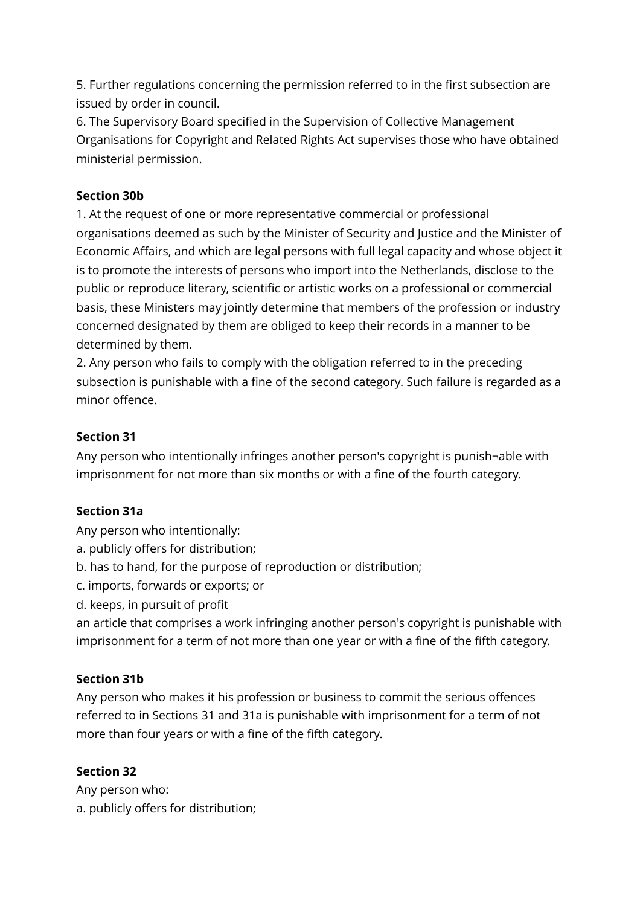5. Further regulations concerning the permission referred to in the first subsection are issued by order in council.
6. The Supervisory Board specified in the Supervision of Collective Management Organisations for Copyright and Related Rights Act supervises those who have obtained ministerial permission.

**Section 30b**

1. At the request of one or more representative commercial or professional organisations deemed as such by the Minister of Security and Justice and the Minister of Economic Affairs, and which are legal persons with full legal capacity and whose object it is to promote the interests of persons who import into the Netherlands, disclose to the public or reproduce literary, scientific or artistic works on a professional or commercial basis, these Ministers may jointly determine that members of the profession or industry concerned designated by them are obliged to keep their records in a manner to be determined by them.
2. Any person who fails to comply with the obligation referred to in the preceding subsection is punishable with a fine of the second category. Such failure is regarded as a minor offence.

**Section 31**

Any person who intentionally infringes another person's copyright is punish¬able with imprisonment for not more than six months or with a fine of the fourth category.

**Section 31a**

Any person who intentionally:
a. publicly offers for distribution;
b. has to hand, for the purpose of reproduction or distribution;
c. imports, forwards or exports; or
d. keeps, in pursuit of profit
an article that comprises a work infringing another person's copyright is punishable with imprisonment for a term of not more than one year or with a fine of the fifth category.

**Section 31b**

Any person who makes it his profession or business to commit the serious offences referred to in Sections 31 and 31a is punishable with imprisonment for a term of not more than four years or with a fine of the fifth category.

**Section 32**

Any person who:
a. publicly offers for distribution;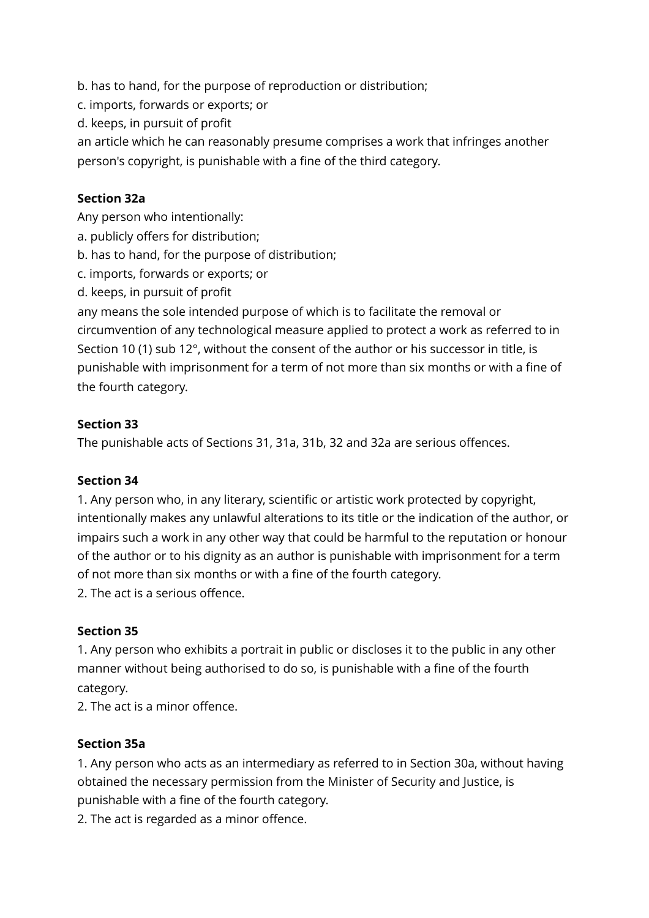b. has to hand, for the purpose of reproduction or distribution;
c. imports, forwards or exports; or
d. keeps, in pursuit of profit
an article which he can reasonably presume comprises a work that infringes another person's copyright, is punishable with a fine of the third category.

**Section 32a**

Any person who intentionally:
a. publicly offers for distribution;
b. has to hand, for the purpose of distribution;
c. imports, forwards or exports; or
d. keeps, in pursuit of profit
any means the sole intended purpose of which is to facilitate the removal or circumvention of any technological measure applied to protect a work as referred to in Section 10 (1) sub 12°, without the consent of the author or his successor in title, is punishable with imprisonment for a term of not more than six months or with a fine of the fourth category.

**Section 33**

The punishable acts of Sections 31, 31a, 31b, 32 and 32a are serious offences.

**Section 34**

1. Any person who, in any literary, scientific or artistic work protected by copyright, intentionally makes any unlawful alterations to its title or the indication of the author, or impairs such a work in any other way that could be harmful to the reputation or honour of the author or to his dignity as an author is punishable with imprisonment for a term of not more than six months or with a fine of the fourth category.
2. The act is a serious offence.

**Section 35**

1. Any person who exhibits a portrait in public or discloses it to the public in any other manner without being authorised to do so, is punishable with a fine of the fourth category.
2. The act is a minor offence.

**Section 35a**

1. Any person who acts as an intermediary as referred to in Section 30a, without having obtained the necessary permission from the Minister of Security and Justice, is punishable with a fine of the fourth category.
2. The act is regarded as a minor offence.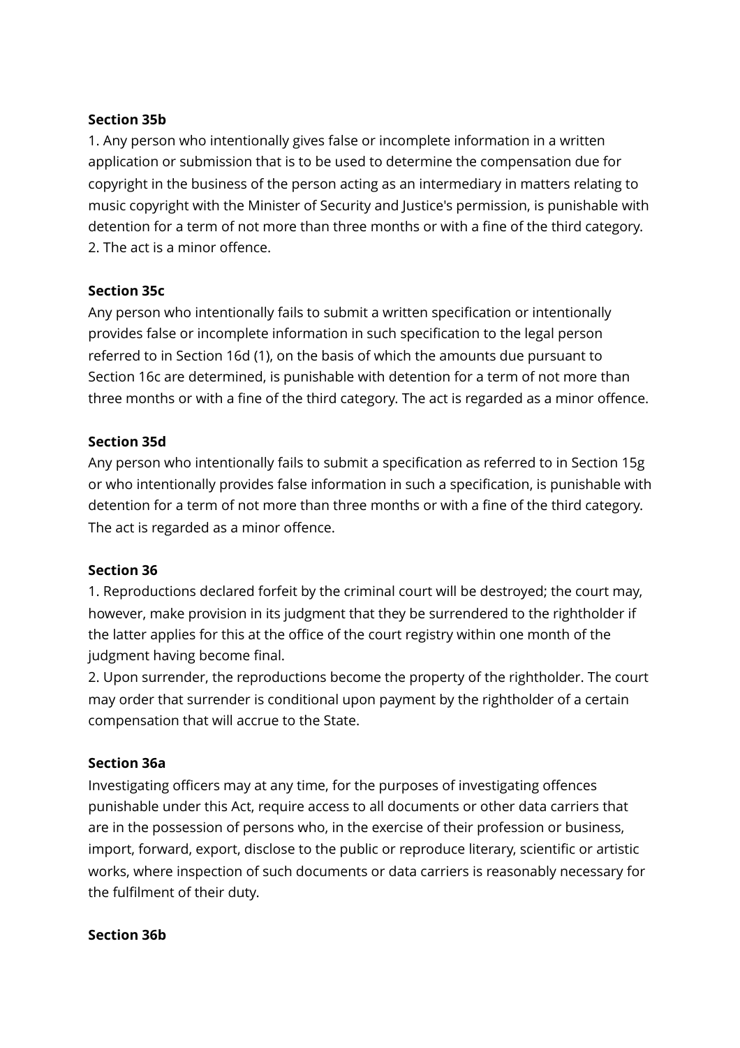**Section 35b**

1. Any person who intentionally gives false or incomplete information in a written application or submission that is to be used to determine the compensation due for copyright in the business of the person acting as an intermediary in matters relating to music copyright with the Minister of Security and Justice's permission, is punishable with detention for a term of not more than three months or with a fine of the third category.
2. The act is a minor offence.

**Section 35c**

Any person who intentionally fails to submit a written specification or intentionally provides false or incomplete information in such specification to the legal person referred to in Section 16d (1), on the basis of which the amounts due pursuant to Section 16c are determined, is punishable with detention for a term of not more than three months or with a fine of the third category. The act is regarded as a minor offence.

**Section 35d**

Any person who intentionally fails to submit a specification as referred to in Section 15g or who intentionally provides false information in such a specification, is punishable with detention for a term of not more than three months or with a fine of the third category. The act is regarded as a minor offence.

**Section 36**

1. Reproductions declared forfeit by the criminal court will be destroyed; the court may, however, make provision in its judgment that they be surrendered to the rightholder if the latter applies for this at the office of the court registry within one month of the judgment having become final.
2. Upon surrender, the reproductions become the property of the rightholder. The court may order that surrender is conditional upon payment by the rightholder of a certain compensation that will accrue to the State.

**Section 36a**

Investigating officers may at any time, for the purposes of investigating offences punishable under this Act, require access to all documents or other data carriers that are in the possession of persons who, in the exercise of their profession or business, import, forward, export, disclose to the public or reproduce literary, scientific or artistic works, where inspection of such documents or data carriers is reasonably necessary for the fulfilment of their duty.

**Section 36b**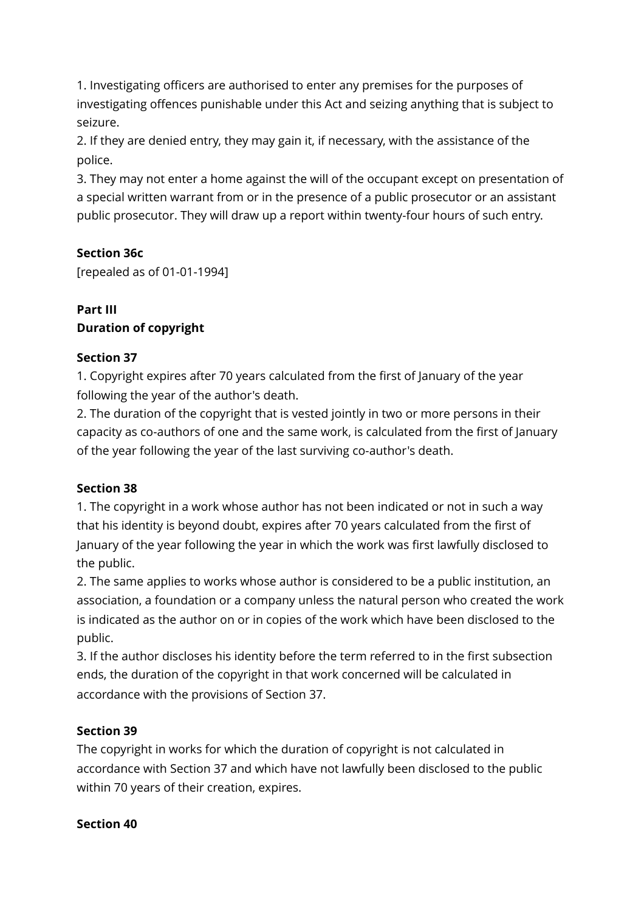1. Investigating officers are authorised to enter any premises for the purposes of investigating offences punishable under this Act and seizing anything that is subject to seizure.
2. If they are denied entry, they may gain it, if necessary, with the assistance of the police.
3. They may not enter a home against the will of the occupant except on presentation of a special written warrant from or in the presence of a public prosecutor or an assistant public prosecutor. They will draw up a report within twenty-four hours of such entry.

**Section 36c**
[repealed as of 01-01-1994]

**Part III**
**Duration of copyright**

**Section 37**
1. Copyright expires after 70 years calculated from the first of January of the year following the year of the author's death.
2. The duration of the copyright that is vested jointly in two or more persons in their capacity as co-authors of one and the same work, is calculated from the first of January of the year following the year of the last surviving co-author's death.

**Section 38**
1. The copyright in a work whose author has not been indicated or not in such a way that his identity is beyond doubt, expires after 70 years calculated from the first of January of the year following the year in which the work was first lawfully disclosed to the public.
2. The same applies to works whose author is considered to be a public institution, an association, a foundation or a company unless the natural person who created the work is indicated as the author on or in copies of the work which have been disclosed to the public.
3. If the author discloses his identity before the term referred to in the first subsection ends, the duration of the copyright in that work concerned will be calculated in accordance with the provisions of Section 37.

**Section 39**
The copyright in works for which the duration of copyright is not calculated in accordance with Section 37 and which have not lawfully been disclosed to the public within 70 years of their creation, expires.

**Section 40**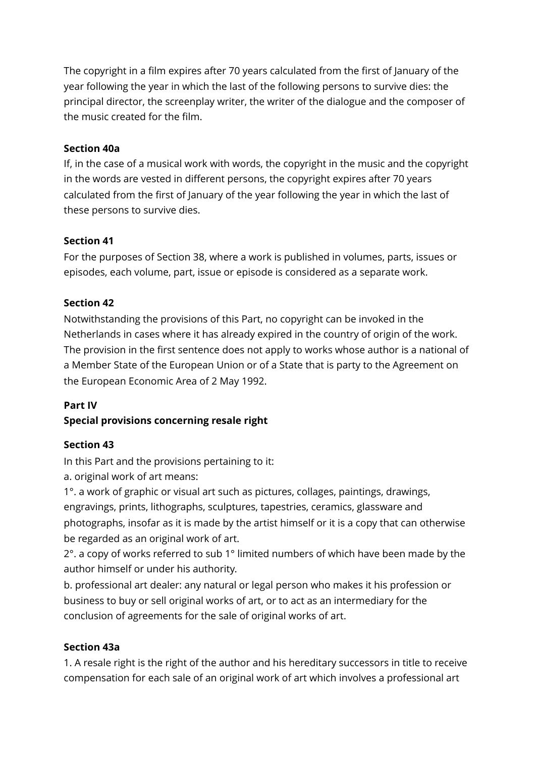The copyright in a film expires after 70 years calculated from the first of January of the year following the year in which the last of the following persons to survive dies: the principal director, the screenplay writer, the writer of the dialogue and the composer of the music created for the film.

**Section 40a**

If, in the case of a musical work with words, the copyright in the music and the copyright in the words are vested in different persons, the copyright expires after 70 years calculated from the first of January of the year following the year in which the last of these persons to survive dies.

**Section 41**

For the purposes of Section 38, where a work is published in volumes, parts, issues or episodes, each volume, part, issue or episode is considered as a separate work.

**Section 42**

Notwithstanding the provisions of this Part, no copyright can be invoked in the Netherlands in cases where it has already expired in the country of origin of the work. The provision in the first sentence does not apply to works whose author is a national of a Member State of the European Union or of a State that is party to the Agreement on the European Economic Area of 2 May 1992.

**Part IV**
**Special provisions concerning resale right**

**Section 43**

In this Part and the provisions pertaining to it:

a. original work of art means:

1°. a work of graphic or visual art such as pictures, collages, paintings, drawings, engravings, prints, lithographs, sculptures, tapestries, ceramics, glassware and photographs, insofar as it is made by the artist himself or it is a copy that can otherwise be regarded as an original work of art.

2°. a copy of works referred to sub 1° limited numbers of which have been made by the author himself or under his authority.

b. professional art dealer: any natural or legal person who makes it his profession or business to buy or sell original works of art, or to act as an intermediary for the conclusion of agreements for the sale of original works of art.

**Section 43a**

1. A resale right is the right of the author and his hereditary successors in title to receive compensation for each sale of an original work of art which involves a professional art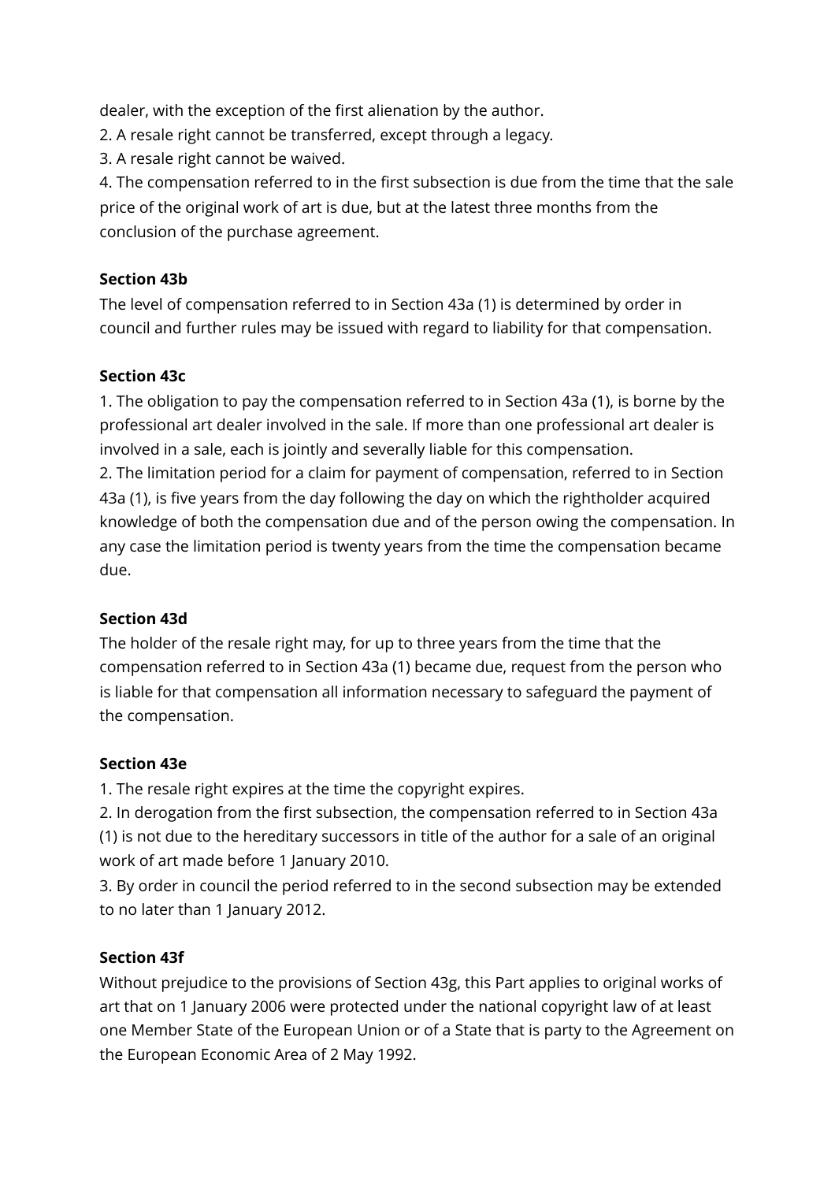dealer, with the exception of the first alienation by the author.

2. A resale right cannot be transferred, except through a legacy.

3. A resale right cannot be waived.

4. The compensation referred to in the first subsection is due from the time that the sale price of the original work of art is due, but at the latest three months from the conclusion of the purchase agreement.

**Section 43b**

The level of compensation referred to in Section 43a (1) is determined by order in council and further rules may be issued with regard to liability for that compensation.

**Section 43c**

1. The obligation to pay the compensation referred to in Section 43a (1), is borne by the professional art dealer involved in the sale. If more than one professional art dealer is involved in a sale, each is jointly and severally liable for this compensation.

2. The limitation period for a claim for payment of compensation, referred to in Section 43a (1), is five years from the day following the day on which the rightholder acquired knowledge of both the compensation due and of the person owing the compensation. In any case the limitation period is twenty years from the time the compensation became due.

**Section 43d**

The holder of the resale right may, for up to three years from the time that the compensation referred to in Section 43a (1) became due, request from the person who is liable for that compensation all information necessary to safeguard the payment of the compensation.

**Section 43e**

1. The resale right expires at the time the copyright expires.

2. In derogation from the first subsection, the compensation referred to in Section 43a (1) is not due to the hereditary successors in title of the author for a sale of an original work of art made before 1 January 2010.

3. By order in council the period referred to in the second subsection may be extended to no later than 1 January 2012.

**Section 43f**

Without prejudice to the provisions of Section 43g, this Part applies to original works of art that on 1 January 2006 were protected under the national copyright law of at least one Member State of the European Union or of a State that is party to the Agreement on the European Economic Area of 2 May 1992.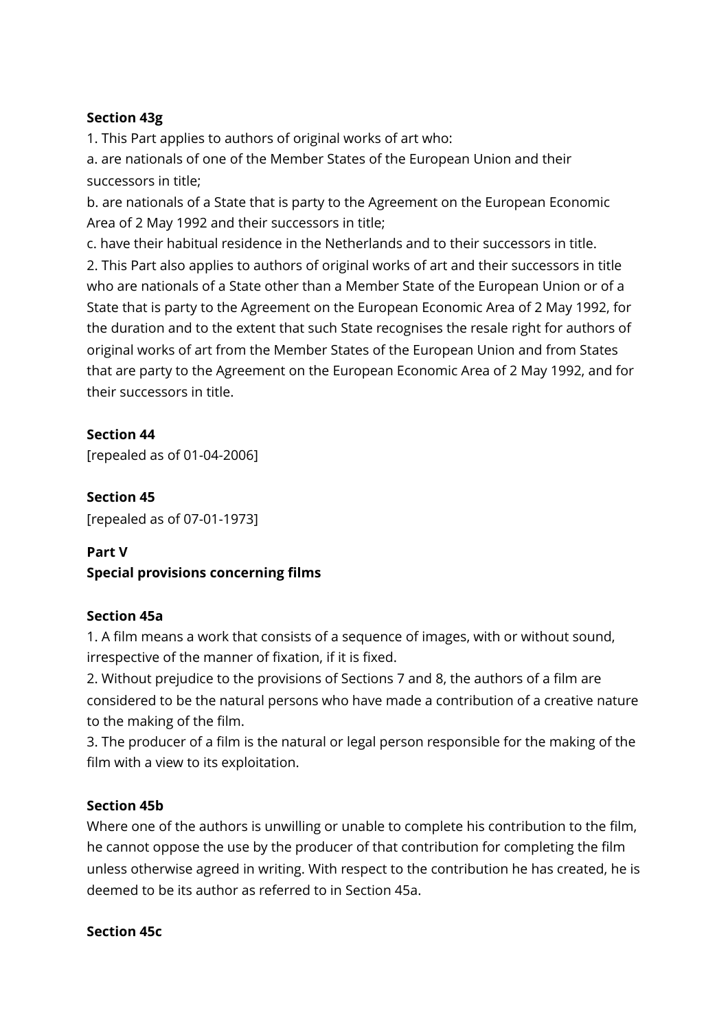**Section 43g**

1. This Part applies to authors of original works of art who:

a. are nationals of one of the Member States of the European Union and their successors in title;

b. are nationals of a State that is party to the Agreement on the European Economic Area of 2 May 1992 and their successors in title;

c. have their habitual residence in the Netherlands and to their successors in title.

2. This Part also applies to authors of original works of art and their successors in title who are nationals of a State other than a Member State of the European Union or of a State that is party to the Agreement on the European Economic Area of 2 May 1992, for the duration and to the extent that such State recognises the resale right for authors of original works of art from the Member States of the European Union and from States that are party to the Agreement on the European Economic Area of 2 May 1992, and for their successors in title.

**Section 44**

[repealed as of 01-04-2006]

**Section 45**

[repealed as of 07-01-1973]

## Part V
## Special provisions concerning films

**Section 45a**

1. A film means a work that consists of a sequence of images, with or without sound, irrespective of the manner of fixation, if it is fixed.

2. Without prejudice to the provisions of Sections 7 and 8, the authors of a film are considered to be the natural persons who have made a contribution of a creative nature to the making of the film.

3. The producer of a film is the natural or legal person responsible for the making of the film with a view to its exploitation.

**Section 45b**

Where one of the authors is unwilling or unable to complete his contribution to the film, he cannot oppose the use by the producer of that contribution for completing the film unless otherwise agreed in writing. With respect to the contribution he has created, he is deemed to be its author as referred to in Section 45a.

**Section 45c**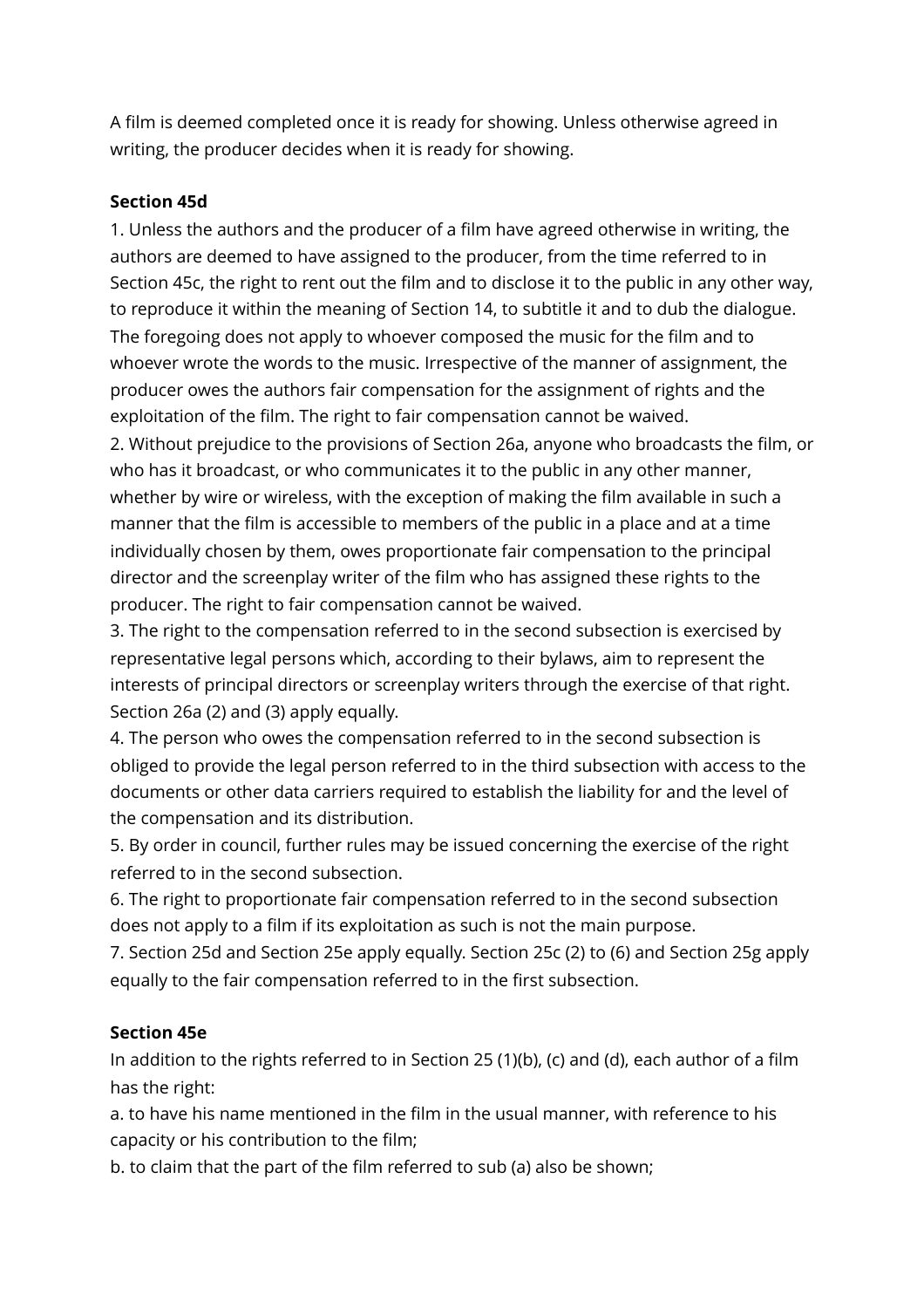A film is deemed completed once it is ready for showing. Unless otherwise agreed in writing, the producer decides when it is ready for showing.

**Section 45d**

1. Unless the authors and the producer of a film have agreed otherwise in writing, the authors are deemed to have assigned to the producer, from the time referred to in Section 45c, the right to rent out the film and to disclose it to the public in any other way, to reproduce it within the meaning of Section 14, to subtitle it and to dub the dialogue. The foregoing does not apply to whoever composed the music for the film and to whoever wrote the words to the music. Irrespective of the manner of assignment, the producer owes the authors fair compensation for the assignment of rights and the exploitation of the film. The right to fair compensation cannot be waived.
2. Without prejudice to the provisions of Section 26a, anyone who broadcasts the film, or who has it broadcast, or who communicates it to the public in any other manner, whether by wire or wireless, with the exception of making the film available in such a manner that the film is accessible to members of the public in a place and at a time individually chosen by them, owes proportionate fair compensation to the principal director and the screenplay writer of the film who has assigned these rights to the producer. The right to fair compensation cannot be waived.
3. The right to the compensation referred to in the second subsection is exercised by representative legal persons which, according to their bylaws, aim to represent the interests of principal directors or screenplay writers through the exercise of that right. Section 26a (2) and (3) apply equally.
4. The person who owes the compensation referred to in the second subsection is obliged to provide the legal person referred to in the third subsection with access to the documents or other data carriers required to establish the liability for and the level of the compensation and its distribution.
5. By order in council, further rules may be issued concerning the exercise of the right referred to in the second subsection.
6. The right to proportionate fair compensation referred to in the second subsection does not apply to a film if its exploitation as such is not the main purpose.
7. Section 25d and Section 25e apply equally. Section 25c (2) to (6) and Section 25g apply equally to the fair compensation referred to in the first subsection.

**Section 45e**

In addition to the rights referred to in Section 25 (1)(b), (c) and (d), each author of a film has the right:

a. to have his name mentioned in the film in the usual manner, with reference to his capacity or his contribution to the film;

b. to claim that the part of the film referred to sub (a) also be shown;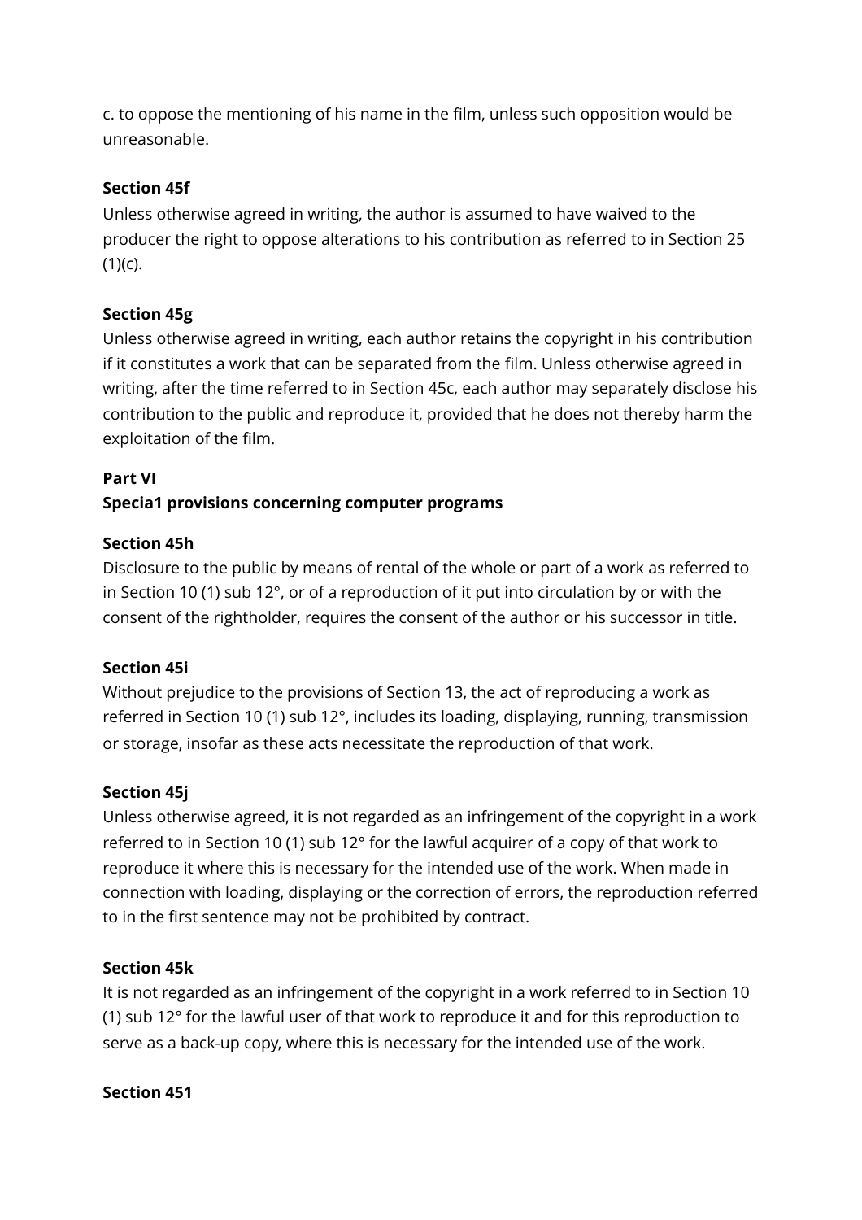c. to oppose the mentioning of his name in the film, unless such opposition would be unreasonable.

**Section 45f**

Unless otherwise agreed in writing, the author is assumed to have waived to the producer the right to oppose alterations to his contribution as referred to in Section 25 (1)(c).

**Section 45g**

Unless otherwise agreed in writing, each author retains the copyright in his contribution if it constitutes a work that can be separated from the film. Unless otherwise agreed in writing, after the time referred to in Section 45c, each author may separately disclose his contribution to the public and reproduce it, provided that he does not thereby harm the exploitation of the film.

**Part VI**

**Specia1 provisions concerning computer programs**

**Section 45h**

Disclosure to the public by means of rental of the whole or part of a work as referred to in Section 10 (1) sub 12°, or of a reproduction of it put into circulation by or with the consent of the rightholder, requires the consent of the author or his successor in title.

**Section 45i**

Without prejudice to the provisions of Section 13, the act of reproducing a work as referred in Section 10 (1) sub 12°, includes its loading, displaying, running, transmission or storage, insofar as these acts necessitate the reproduction of that work.

**Section 45j**

Unless otherwise agreed, it is not regarded as an infringement of the copyright in a work referred to in Section 10 (1) sub 12° for the lawful acquirer of a copy of that work to reproduce it where this is necessary for the intended use of the work. When made in connection with loading, displaying or the correction of errors, the reproduction referred to in the first sentence may not be prohibited by contract.

**Section 45k**

It is not regarded as an infringement of the copyright in a work referred to in Section 10 (1) sub 12° for the lawful user of that work to reproduce it and for this reproduction to serve as a back-up copy, where this is necessary for the intended use of the work.

**Section 451**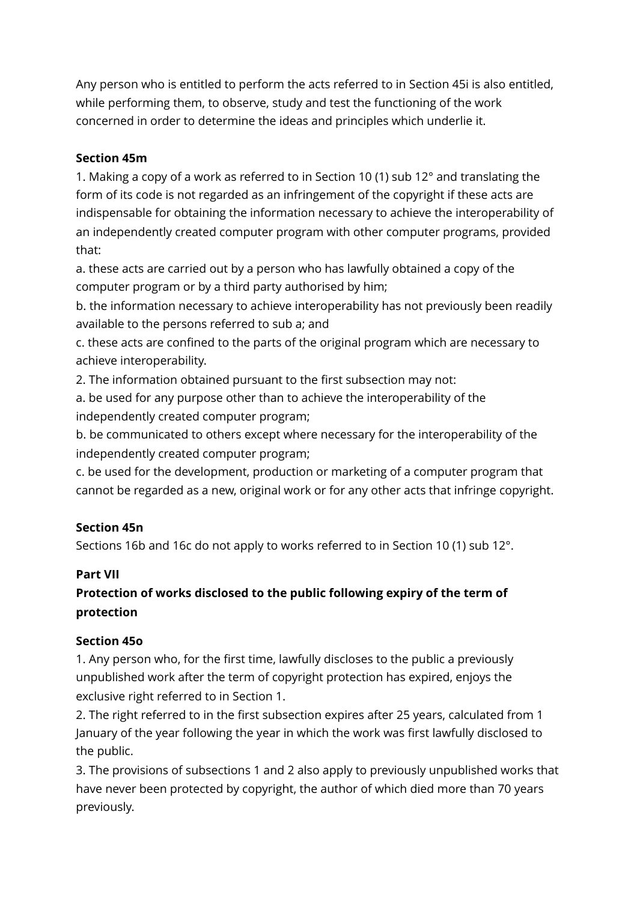Any person who is entitled to perform the acts referred to in Section 45i is also entitled, while performing them, to observe, study and test the functioning of the work concerned in order to determine the ideas and principles which underlie it.

**Section 45m**

1. Making a copy of a work as referred to in Section 10 (1) sub 12° and translating the form of its code is not regarded as an infringement of the copyright if these acts are indispensable for obtaining the information necessary to achieve the interoperability of an independently created computer program with other computer programs, provided that:
a. these acts are carried out by a person who has lawfully obtained a copy of the computer program or by a third party authorised by him;
b. the information necessary to achieve interoperability has not previously been readily available to the persons referred to sub a; and
c. these acts are confined to the parts of the original program which are necessary to achieve interoperability.
2. The information obtained pursuant to the first subsection may not:
a. be used for any purpose other than to achieve the interoperability of the independently created computer program;
b. be communicated to others except where necessary for the interoperability of the independently created computer program;
c. be used for the development, production or marketing of a computer program that cannot be regarded as a new, original work or for any other acts that infringe copyright.

**Section 45n**

Sections 16b and 16c do not apply to works referred to in Section 10 (1) sub 12°.

**Part VII**

**Protection of works disclosed to the public following expiry of the term of protection**

**Section 45o**

1. Any person who, for the first time, lawfully discloses to the public a previously unpublished work after the term of copyright protection has expired, enjoys the exclusive right referred to in Section 1.
2. The right referred to in the first subsection expires after 25 years, calculated from 1 January of the year following the year in which the work was first lawfully disclosed to the public.
3. The provisions of subsections 1 and 2 also apply to previously unpublished works that have never been protected by copyright, the author of which died more than 70 years previously.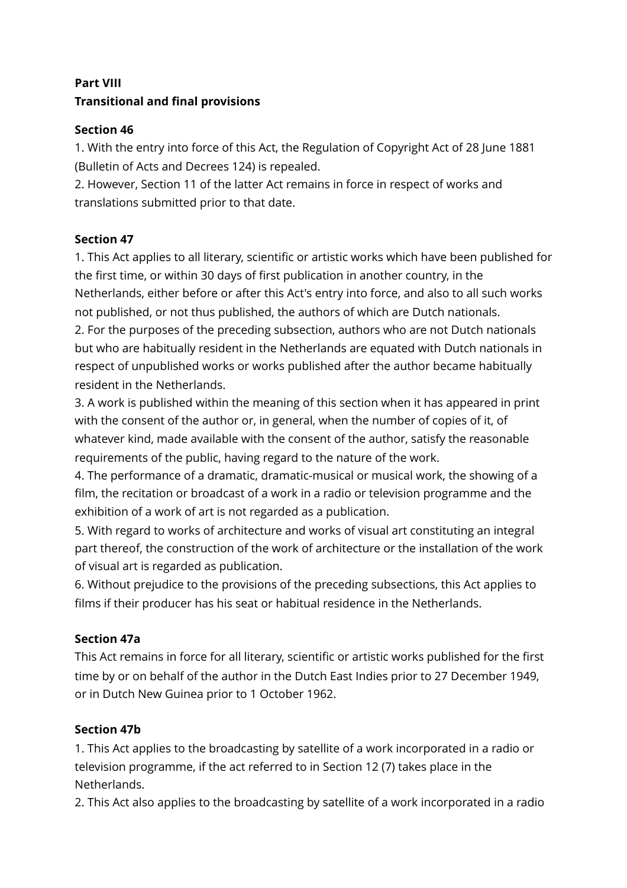**Part VIII**
**Transitional and final provisions**

**Section 46**

1. With the entry into force of this Act, the Regulation of Copyright Act of 28 June 1881 (Bulletin of Acts and Decrees 124) is repealed.
2. However, Section 11 of the latter Act remains in force in respect of works and translations submitted prior to that date.

**Section 47**

1. This Act applies to all literary, scientific or artistic works which have been published for the first time, or within 30 days of first publication in another country, in the Netherlands, either before or after this Act's entry into force, and also to all such works not published, or not thus published, the authors of which are Dutch nationals.
2. For the purposes of the preceding subsection, authors who are not Dutch nationals but who are habitually resident in the Netherlands are equated with Dutch nationals in respect of unpublished works or works published after the author became habitually resident in the Netherlands.
3. A work is published within the meaning of this section when it has appeared in print with the consent of the author or, in general, when the number of copies of it, of whatever kind, made available with the consent of the author, satisfy the reasonable requirements of the public, having regard to the nature of the work.
4. The performance of a dramatic, dramatic-musical or musical work, the showing of a film, the recitation or broadcast of a work in a radio or television programme and the exhibition of a work of art is not regarded as a publication.
5. With regard to works of architecture and works of visual art constituting an integral part thereof, the construction of the work of architecture or the installation of the work of visual art is regarded as publication.
6. Without prejudice to the provisions of the preceding subsections, this Act applies to films if their producer has his seat or habitual residence in the Netherlands.

**Section 47a**

This Act remains in force for all literary, scientific or artistic works published for the first time by or on behalf of the author in the Dutch East Indies prior to 27 December 1949, or in Dutch New Guinea prior to 1 October 1962.

**Section 47b**

1. This Act applies to the broadcasting by satellite of a work incorporated in a radio or television programme, if the act referred to in Section 12 (7) takes place in the Netherlands.
2. This Act also applies to the broadcasting by satellite of a work incorporated in a radio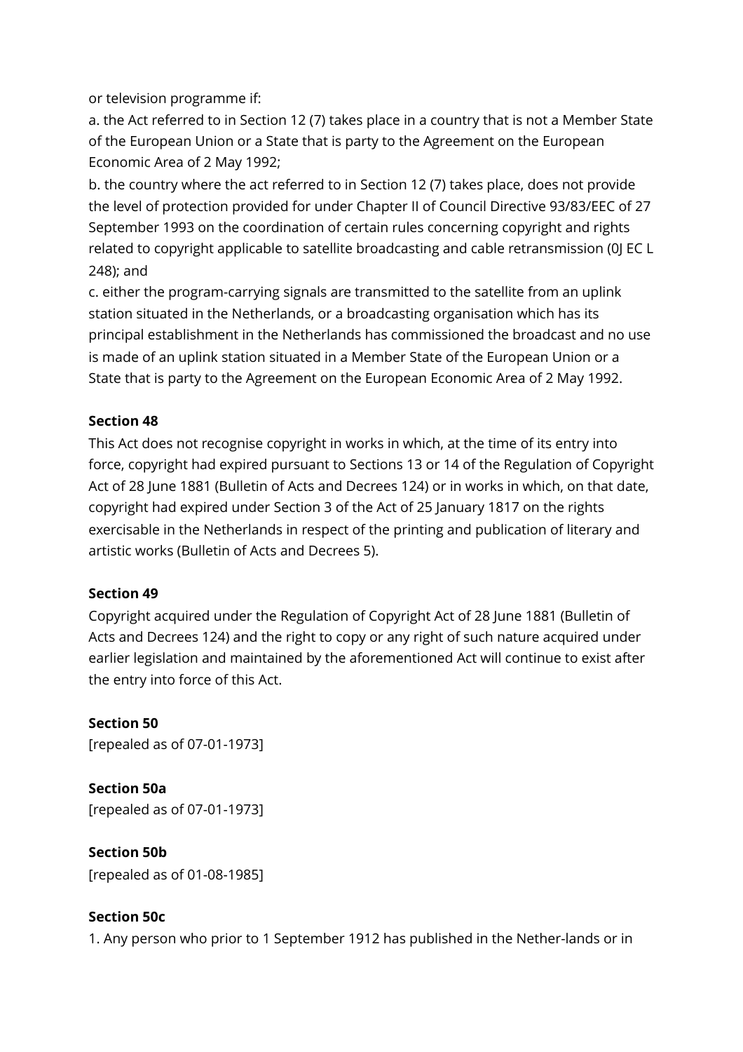or television programme if:

a. the Act referred to in Section 12 (7) takes place in a country that is not a Member State of the European Union or a State that is party to the Agreement on the European Economic Area of 2 May 1992;

b. the country where the act referred to in Section 12 (7) takes place, does not provide the level of protection provided for under Chapter II of Council Directive 93/83/EEC of 27 September 1993 on the coordination of certain rules concerning copyright and rights related to copyright applicable to satellite broadcasting and cable retransmission (0J EC L 248); and

c. either the program-carrying signals are transmitted to the satellite from an uplink station situated in the Netherlands, or a broadcasting organisation which has its principal establishment in the Netherlands has commissioned the broadcast and no use is made of an uplink station situated in a Member State of the European Union or a State that is party to the Agreement on the European Economic Area of 2 May 1992.

**Section 48**

This Act does not recognise copyright in works in which, at the time of its entry into force, copyright had expired pursuant to Sections 13 or 14 of the Regulation of Copyright Act of 28 June 1881 (Bulletin of Acts and Decrees 124) or in works in which, on that date, copyright had expired under Section 3 of the Act of 25 January 1817 on the rights exercisable in the Netherlands in respect of the printing and publication of literary and artistic works (Bulletin of Acts and Decrees 5).

**Section 49**

Copyright acquired under the Regulation of Copyright Act of 28 June 1881 (Bulletin of Acts and Decrees 124) and the right to copy or any right of such nature acquired under earlier legislation and maintained by the aforementioned Act will continue to exist after the entry into force of this Act.

**Section 50**

[repealed as of 07-01-1973]

**Section 50a**

[repealed as of 07-01-1973]

**Section 50b**

[repealed as of 01-08-1985]

**Section 50c**

1. Any person who prior to 1 September 1912 has published in the Nether-lands or in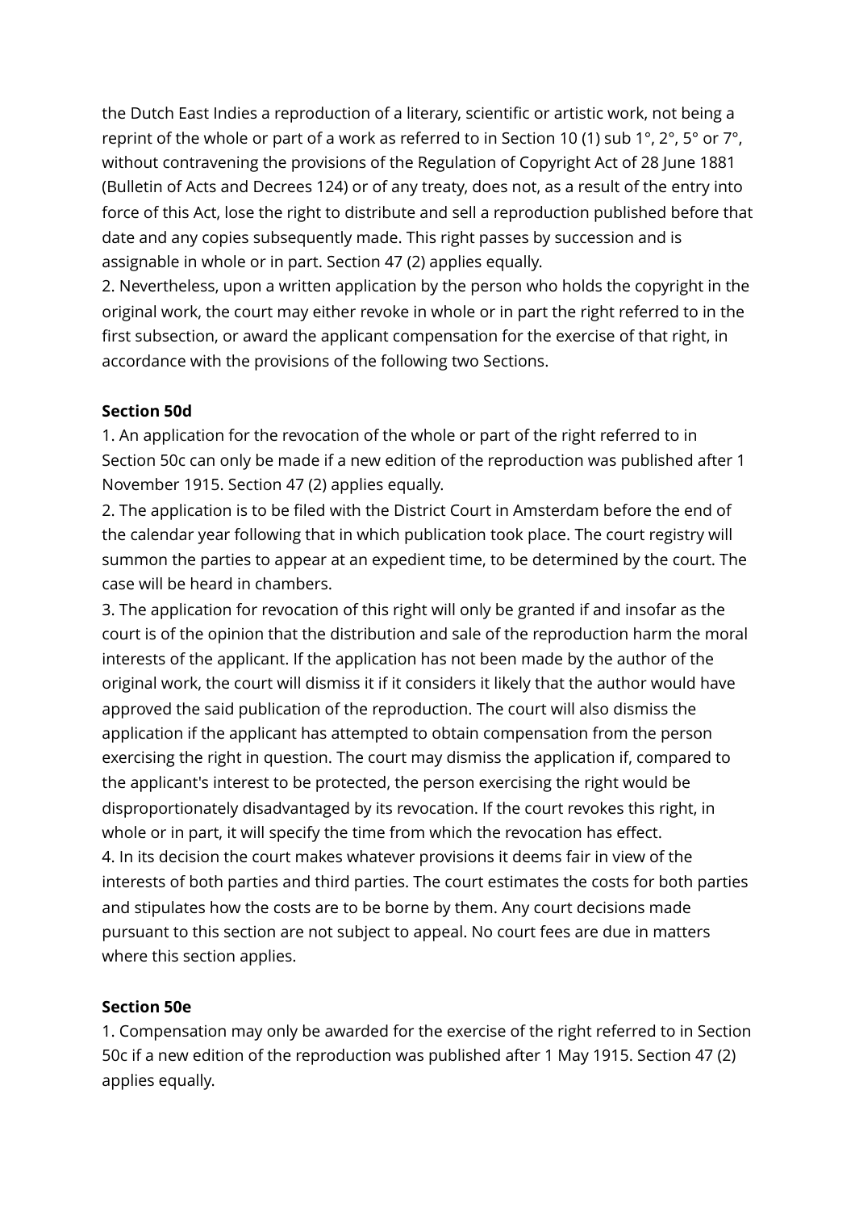the Dutch East Indies a reproduction of a literary, scientific or artistic work, not being a reprint of the whole or part of a work as referred to in Section 10 (1) sub 1°, 2°, 5° or 7°, without contravening the provisions of the Regulation of Copyright Act of 28 June 1881 (Bulletin of Acts and Decrees 124) or of any treaty, does not, as a result of the entry into force of this Act, lose the right to distribute and sell a reproduction published before that date and any copies subsequently made. This right passes by succession and is assignable in whole or in part. Section 47 (2) applies equally.

2. Nevertheless, upon a written application by the person who holds the copyright in the original work, the court may either revoke in whole or in part the right referred to in the first subsection, or award the applicant compensation for the exercise of that right, in accordance with the provisions of the following two Sections.

**Section 50d**

1. An application for the revocation of the whole or part of the right referred to in Section 50c can only be made if a new edition of the reproduction was published after 1 November 1915. Section 47 (2) applies equally.

2. The application is to be filed with the District Court in Amsterdam before the end of the calendar year following that in which publication took place. The court registry will summon the parties to appear at an expedient time, to be determined by the court. The case will be heard in chambers.

3. The application for revocation of this right will only be granted if and insofar as the court is of the opinion that the distribution and sale of the reproduction harm the moral interests of the applicant. If the application has not been made by the author of the original work, the court will dismiss it if it considers it likely that the author would have approved the said publication of the reproduction. The court will also dismiss the application if the applicant has attempted to obtain compensation from the person exercising the right in question. The court may dismiss the application if, compared to the applicant's interest to be protected, the person exercising the right would be disproportionately disadvantaged by its revocation. If the court revokes this right, in whole or in part, it will specify the time from which the revocation has effect.

4. In its decision the court makes whatever provisions it deems fair in view of the interests of both parties and third parties. The court estimates the costs for both parties and stipulates how the costs are to be borne by them. Any court decisions made pursuant to this section are not subject to appeal. No court fees are due in matters where this section applies.

**Section 50e**

1. Compensation may only be awarded for the exercise of the right referred to in Section 50c if a new edition of the reproduction was published after 1 May 1915. Section 47 (2) applies equally.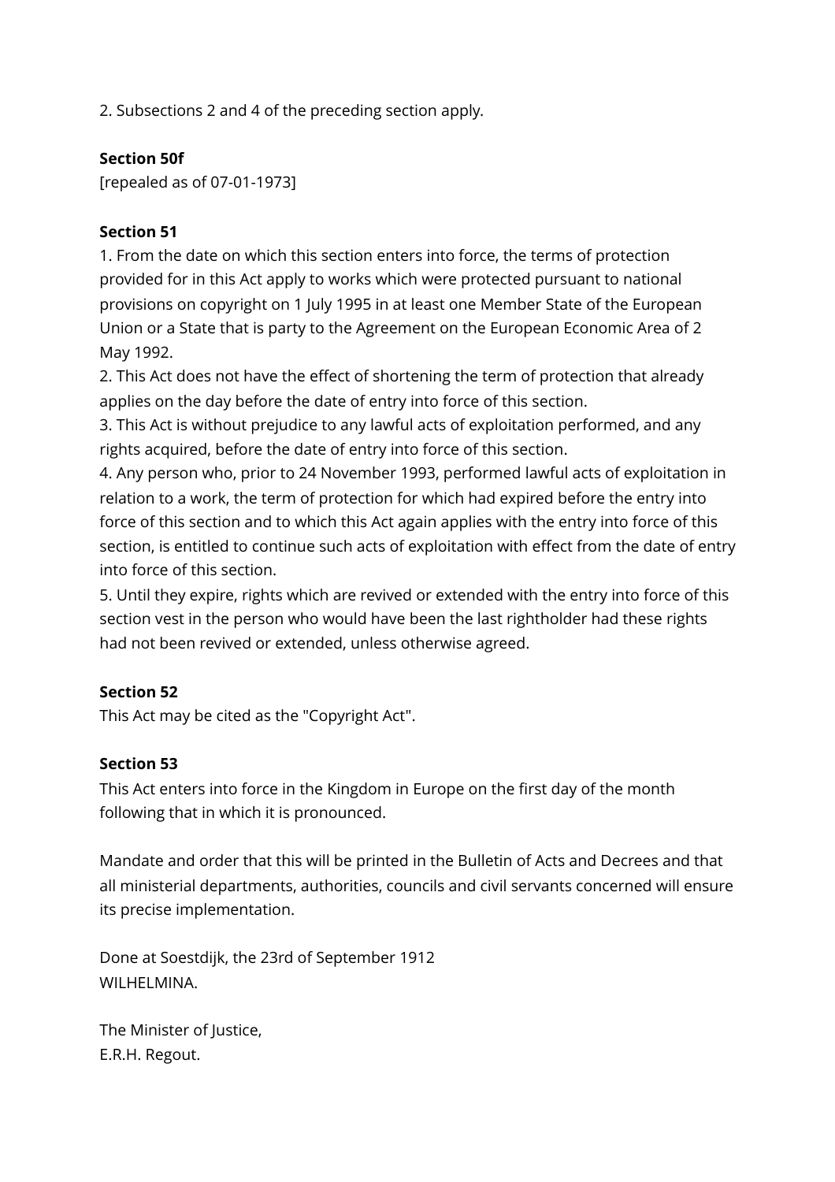2. Subsections 2 and 4 of the preceding section apply.

**Section 50f**

[repealed as of 07-01-1973]

**Section 51**

1. From the date on which this section enters into force, the terms of protection provided for in this Act apply to works which were protected pursuant to national provisions on copyright on 1 July 1995 in at least one Member State of the European Union or a State that is party to the Agreement on the European Economic Area of 2 May 1992.
2. This Act does not have the effect of shortening the term of protection that already applies on the day before the date of entry into force of this section.
3. This Act is without prejudice to any lawful acts of exploitation performed, and any rights acquired, before the date of entry into force of this section.
4. Any person who, prior to 24 November 1993, performed lawful acts of exploitation in relation to a work, the term of protection for which had expired before the entry into force of this section and to which this Act again applies with the entry into force of this section, is entitled to continue such acts of exploitation with effect from the date of entry into force of this section.
5. Until they expire, rights which are revived or extended with the entry into force of this section vest in the person who would have been the last rightholder had these rights had not been revived or extended, unless otherwise agreed.

**Section 52**

This Act may be cited as the "Copyright Act".

**Section 53**

This Act enters into force in the Kingdom in Europe on the first day of the month following that in which it is pronounced.

Mandate and order that this will be printed in the Bulletin of Acts and Decrees and that all ministerial departments, authorities, councils and civil servants concerned will ensure its precise implementation.

Done at Soestdijk, the 23rd of September 1912
WILHELMINA.

The Minister of Justice,
E.R.H. Regout.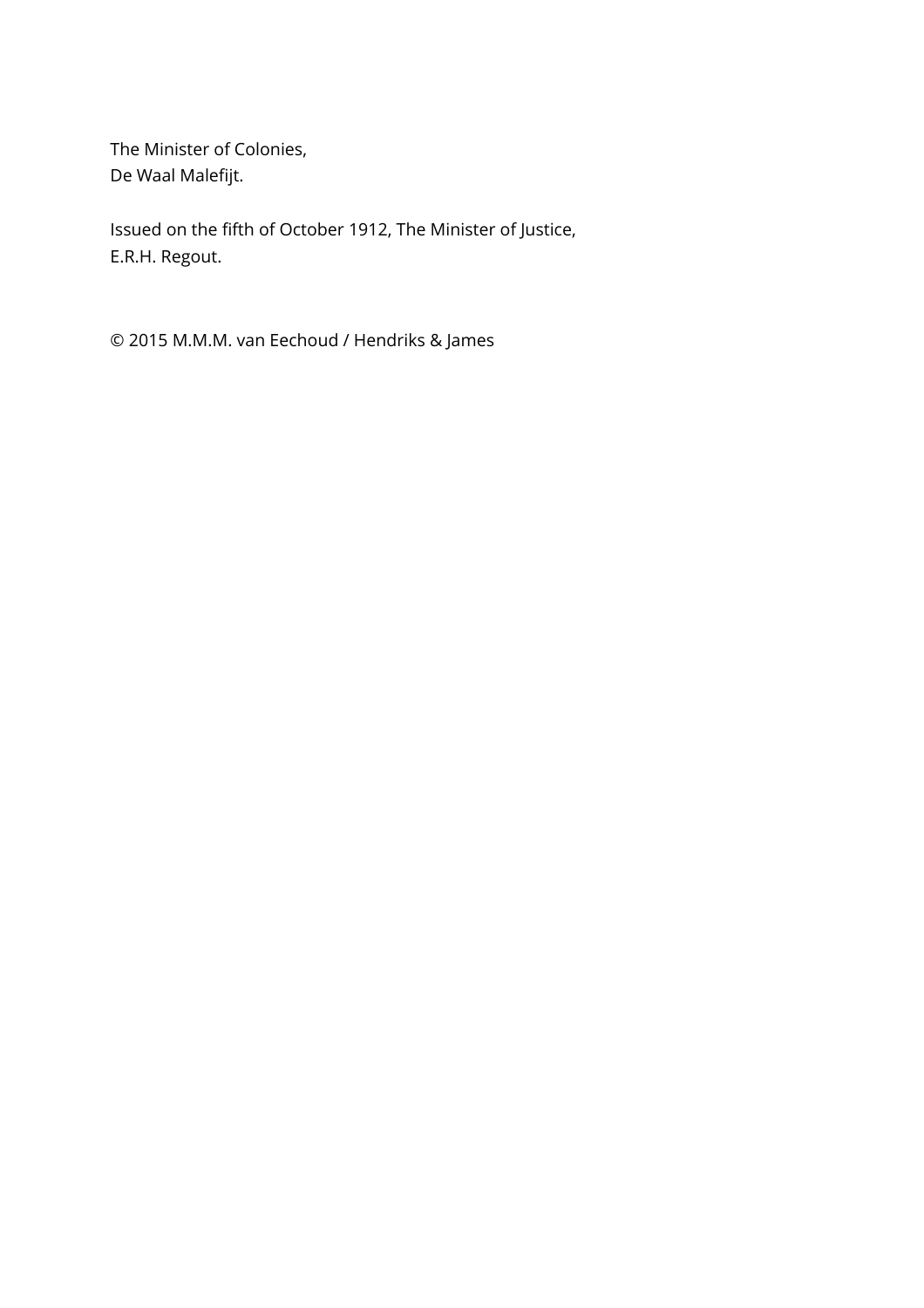The Minister of Colonies,
De Waal Malefijt.

Issued on the fifth of October 1912, The Minister of Justice,
E.R.H. Regout.

© 2015 M.M.M. van Eechoud / Hendriks & James